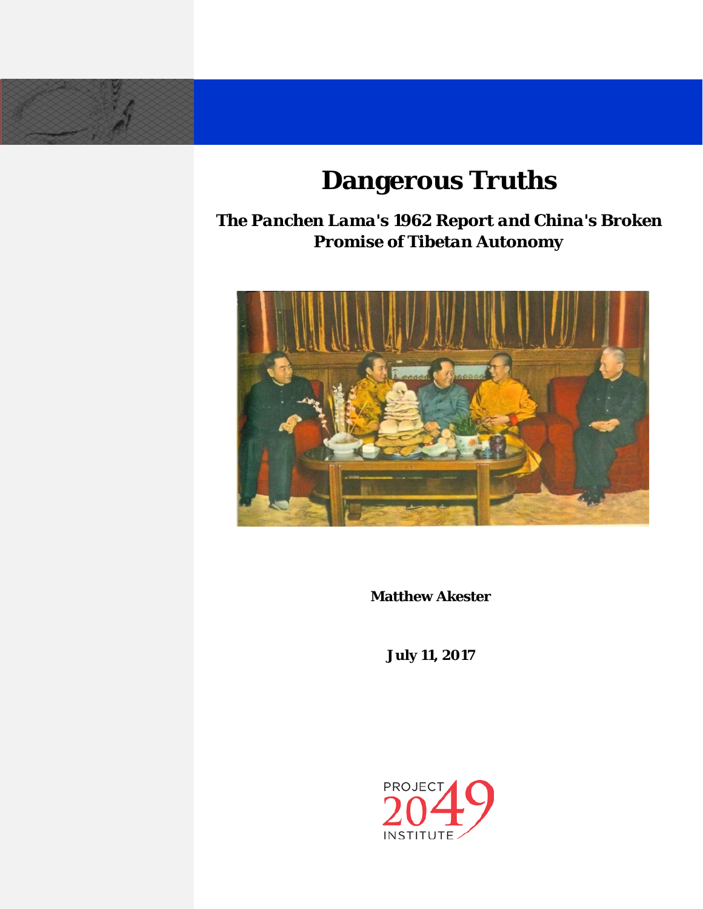# Dangerous Truths

## *The Panchen Lama's 1962 Report and China's Broken Promise of Tibetan Autonomy*

**Matthew Akester**

**July 11, 2017**

PROJECT 2049 INSTITUTE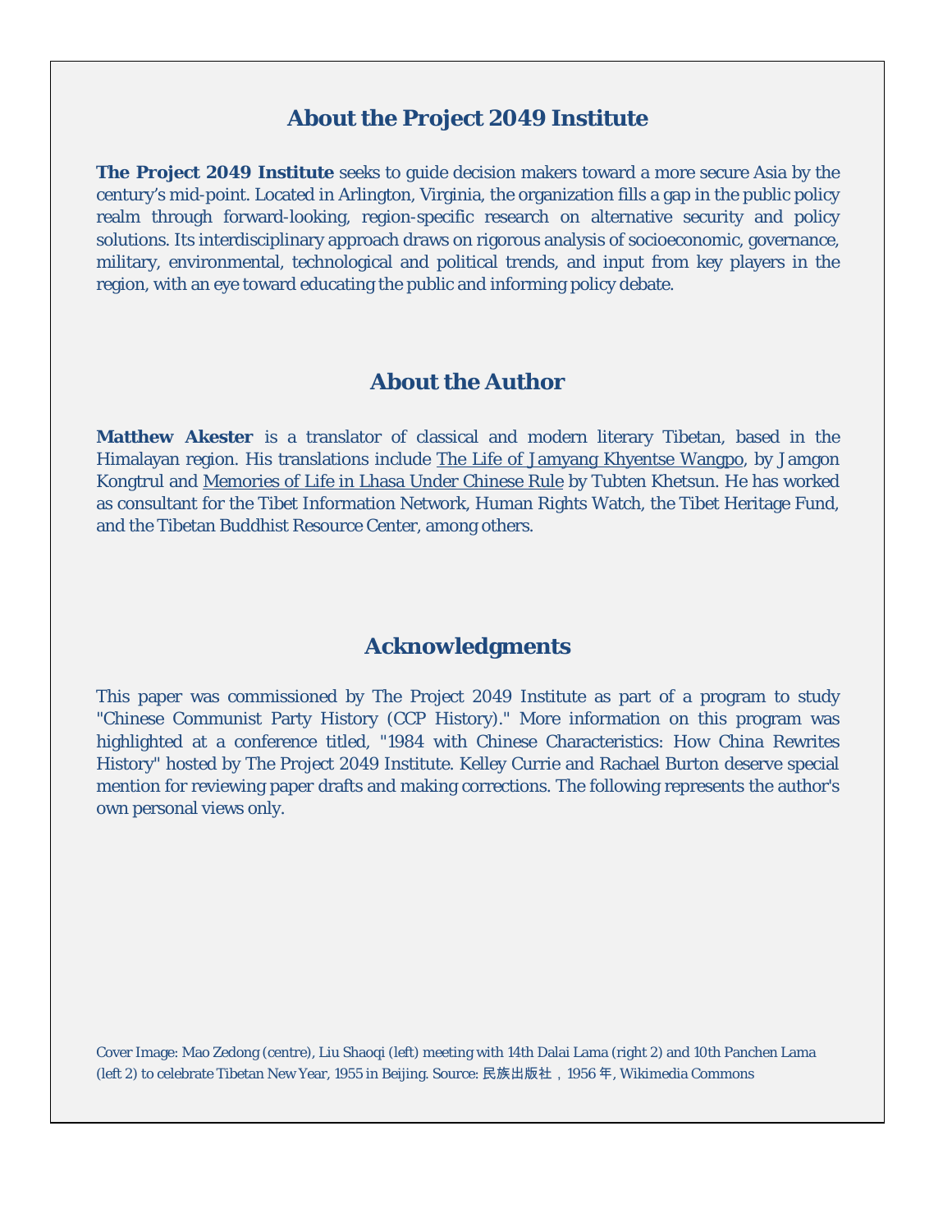## About the Project 2049 Institute

**The Project 2049 Institute** seeks to guide decision makers toward a more secure Asia by the century's mid-point. Located in Arlington, Virginia, the organization fills a gap in the public policy realm through forward-looking, region-specific research on alternative security and policy solutions. Its interdisciplinary approach draws on rigorous analysis of socioeconomic, governance, military, environmental, technological and political trends, and input from key players in the region, with an eye toward educating the public and informing policy debate.

## About the Author

**Matthew Akester** is a translator of classical and modern literary Tibetan, based in the Himalayan region. His translations include The Life of Jamyang Khyentse Wangpo, by Jamgon Kongtrul and Memories of Life in Lhasa Under Chinese Rule by Tubten Khetsun. He has worked as consultant for the Tibet Information Network, Human Rights Watch, the Tibet Heritage Fund, and the Tibetan Buddhist Resource Center, among others.

## Acknowledgments

This paper was commissioned by The Project 2049 Institute as part of a program to study "Chinese Communist Party History (CCP History)." More information on this program was highlighted at a conference titled, "1984 with Chinese Characteristics: How China Rewrites History" hosted by The Project 2049 Institute. Kelley Currie and Rachael Burton deserve special mention for reviewing paper drafts and making corrections. The following represents the author's own personal views only.

Cover Image: Mao Zedong (centre), Liu Shaoqi (left) meeting with 14th Dalai Lama (right 2) and 10th Panchen Lama (left 2) to celebrate Tibetan New Year, 1955 in Beijing. Source: 民族出版社，1956 年, Wikimedia Commons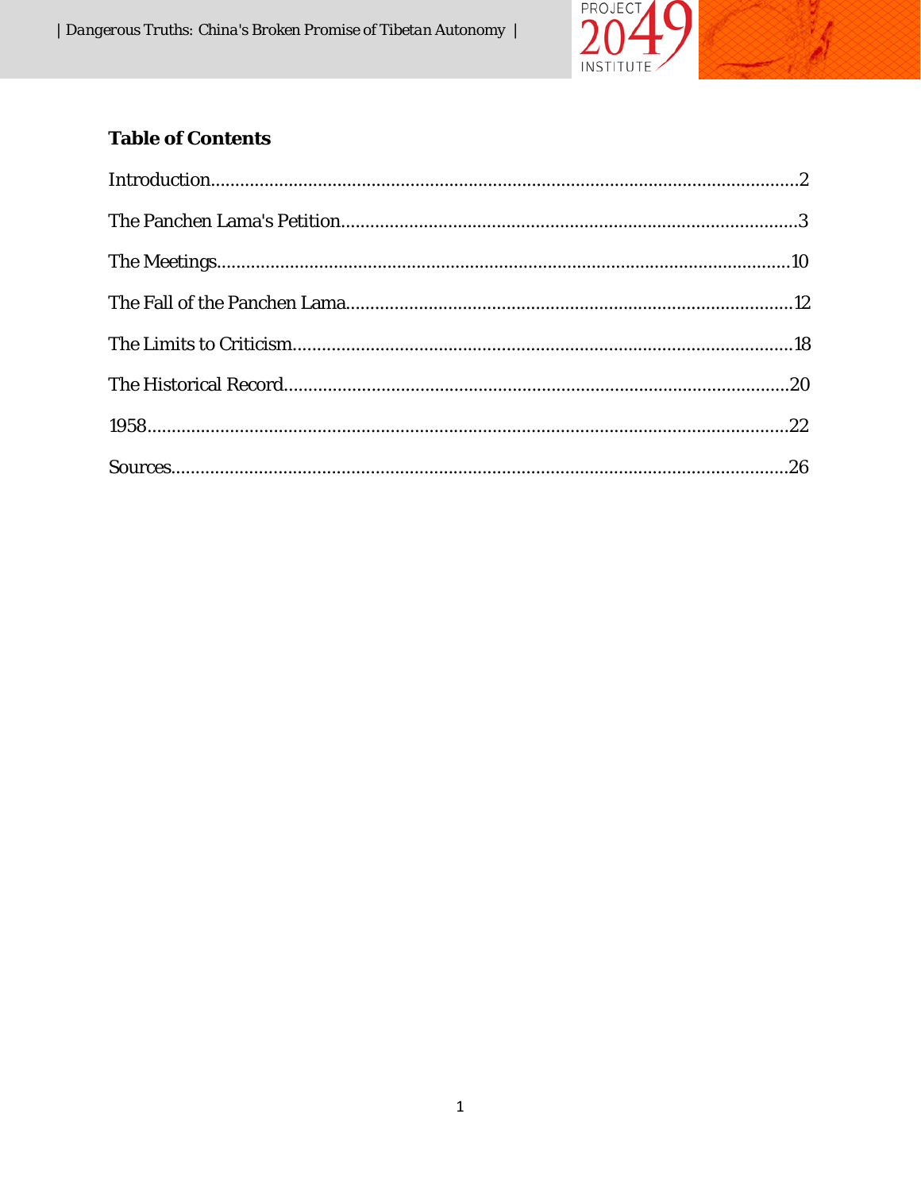## Table of Contents

Introduction........................................................................................................................2

The Panchen Lama's Petition.............................................................................................3

The Meetings.....................................................................................................................10

The Fall of the Panchen Lama...........................................................................................12

The Limits to Criticism.....................................................................................................18

The Historical Record.......................................................................................................20

1958...................................................................................................................................22

Sources..............................................................................................................................26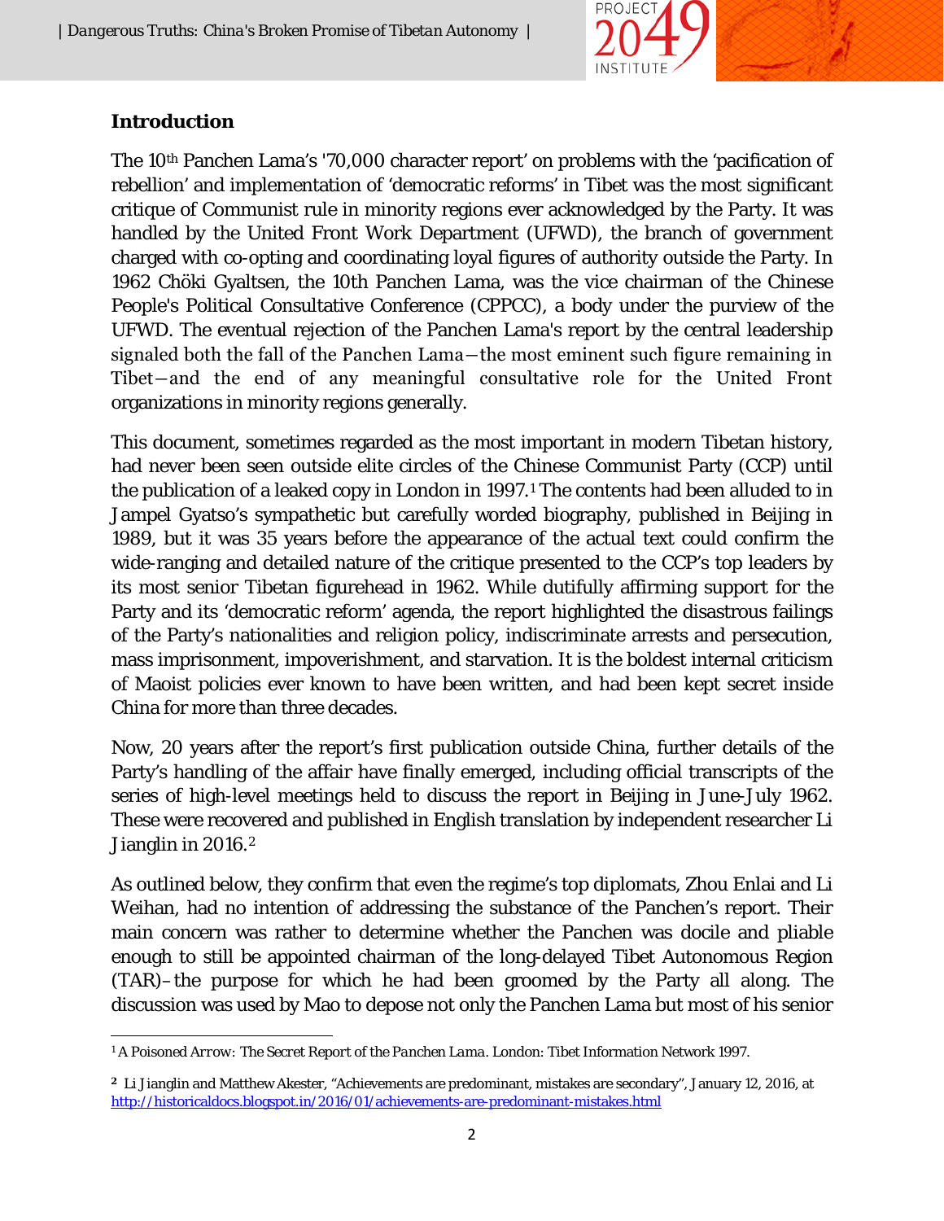## Introduction

The 10th Panchen Lama's '70,000 character report' on problems with the 'pacification of rebellion' and implementation of 'democratic reforms' in Tibet was the most significant critique of Communist rule in minority regions ever acknowledged by the Party. It was handled by the United Front Work Department (UFWD), the branch of government charged with co-opting and coordinating loyal figures of authority outside the Party. In 1962 Chöki Gyaltsen, the 10th Panchen Lama, was the vice chairman of the Chinese People's Political Consultative Conference (CPPCC), a body under the purview of the UFWD. The eventual rejection of the Panchen Lama's report by the central leadership signaled both the fall of the Panchen Lama—the most eminent such figure remaining in Tibet—and the end of any meaningful consultative role for the United Front organizations in minority regions generally.

This document, sometimes regarded as the most important in modern Tibetan history, had never been seen outside elite circles of the Chinese Communist Party (CCP) until the publication of a leaked copy in London in 1997.[1] The contents had been alluded to in Jampel Gyatso's sympathetic but carefully worded biography, published in Beijing in 1989, but it was 35 years before the appearance of the actual text could confirm the wide-ranging and detailed nature of the critique presented to the CCP's top leaders by its most senior Tibetan figurehead in 1962. While dutifully affirming support for the Party and its 'democratic reform' agenda, the report highlighted the disastrous failings of the Party's nationalities and religion policy, indiscriminate arrests and persecution, mass imprisonment, impoverishment, and starvation. It is the boldest internal criticism of Maoist policies ever known to have been written, and had been kept secret inside China for more than three decades.

Now, 20 years after the report's first publication outside China, further details of the Party's handling of the affair have finally emerged, including official transcripts of the series of high-level meetings held to discuss the report in Beijing in June-July 1962. These were recovered and published in English translation by independent researcher Li Jianglin in 2016.[2]

As outlined below, they confirm that even the regime's top diplomats, Zhou Enlai and Li Weihan, had no intention of addressing the substance of the Panchen's report. Their main concern was rather to determine whether the Panchen was docile and pliable enough to still be appointed chairman of the long-delayed Tibet Autonomous Region (TAR)–the purpose for which he had been groomed by the Party all along. The discussion was used by Mao to depose not only the Panchen Lama but most of his senior

---

[1] *A Poisoned Arrow: The Secret Report of the Panchen Lama*. London: Tibet Information Network 1997.

[2] Li Jianglin and Matthew Akester, "Achievements are predominant, mistakes are secondary", January 12, 2016, at http://historicaldocs.blogspot.in/2016/01/achievements-are-predominant-mistakes.html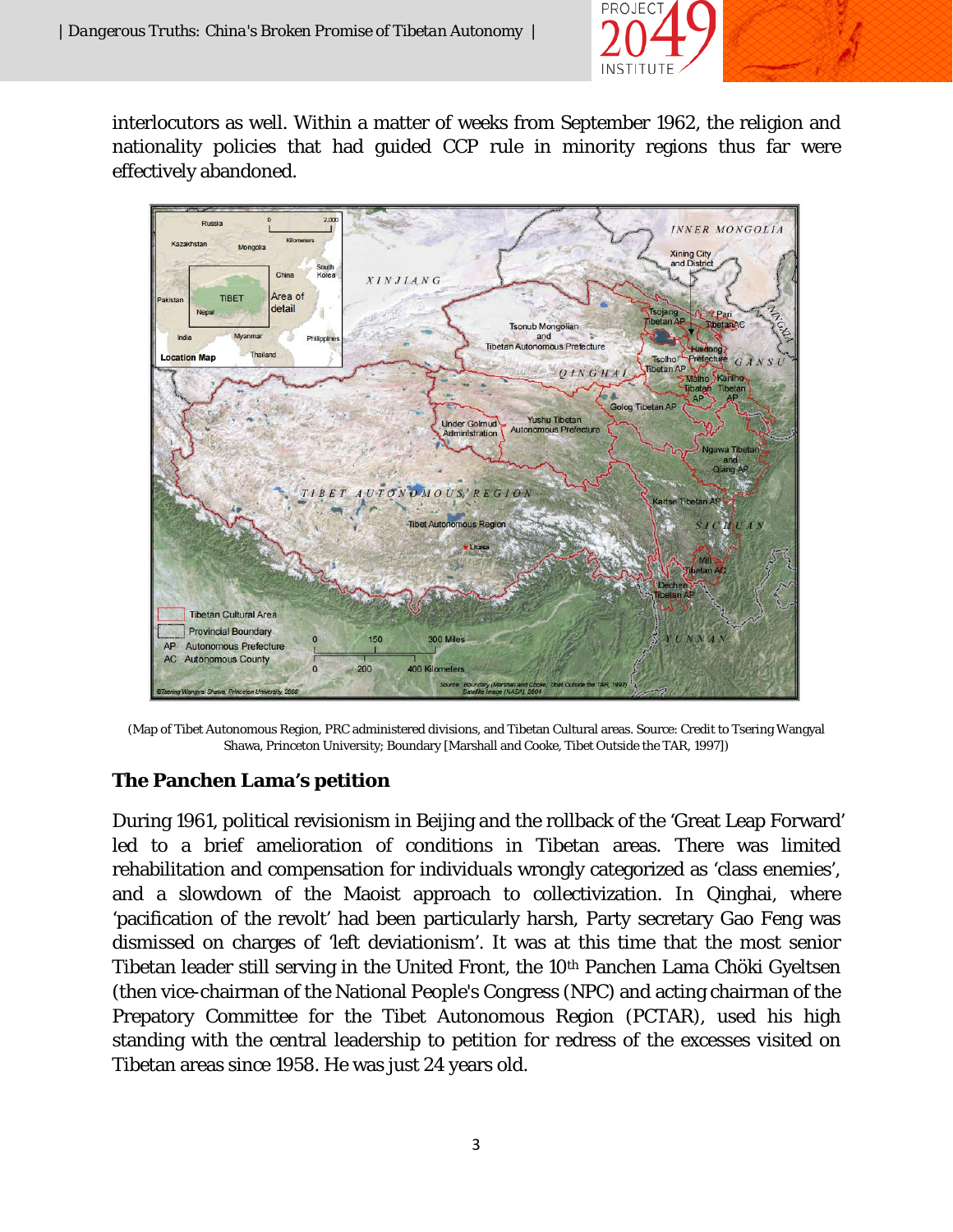interlocutors as well. Within a matter of weeks from September 1962, the religion and nationality policies that had guided CCP rule in minority regions thus far were effectively abandoned.

(Map of Tibet Autonomous Region, PRC administered divisions, and Tibetan Cultural areas. Source: Credit to Tsering Wangyal Shawa, Princeton University; Boundary [Marshall and Cooke, Tibet Outside the TAR, 1997])

## The Panchen Lama's petition

During 1961, political revisionism in Beijing and the rollback of the 'Great Leap Forward' led to a brief amelioration of conditions in Tibetan areas. There was limited rehabilitation and compensation for individuals wrongly categorized as 'class enemies', and a slowdown of the Maoist approach to collectivization. In Qinghai, where 'pacification of the revolt' had been particularly harsh, Party secretary Gao Feng was dismissed on charges of 'left deviationism'. It was at this time that the most senior Tibetan leader still serving in the United Front, the 10th Panchen Lama Chöki Gyeltsen (then vice-chairman of the National People's Congress (NPC) and acting chairman of the Prepatory Committee for the Tibet Autonomous Region (PCTAR), used his high standing with the central leadership to petition for redress of the excesses visited on Tibetan areas since 1958. He was just 24 years old.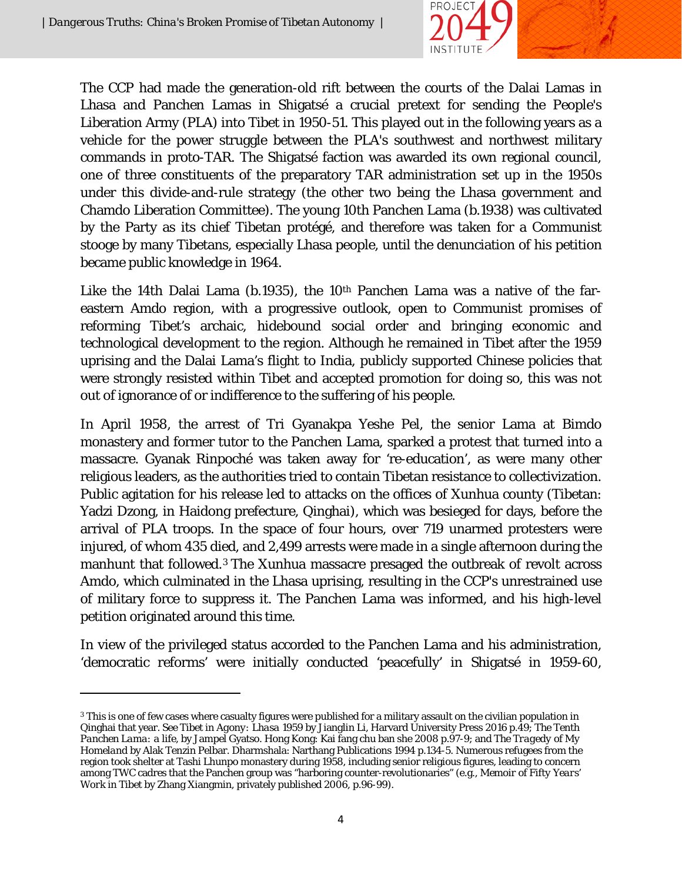The CCP had made the generation-old rift between the courts of the Dalai Lamas in Lhasa and Panchen Lamas in Shigatsé a crucial pretext for sending the People's Liberation Army (PLA) into Tibet in 1950-51. This played out in the following years as a vehicle for the power struggle between the PLA's southwest and northwest military commands in proto-TAR. The Shigatsé faction was awarded its own regional council, one of three constituents of the preparatory TAR administration set up in the 1950s under this divide-and-rule strategy (the other two being the Lhasa government and Chamdo Liberation Committee). The young 10th Panchen Lama (b.1938) was cultivated by the Party as its chief Tibetan protégé, and therefore was taken for a Communist stooge by many Tibetans, especially Lhasa people, until the denunciation of his petition became public knowledge in 1964.

Like the 14th Dalai Lama (b.1935), the 10th Panchen Lama was a native of the far-eastern Amdo region, with a progressive outlook, open to Communist promises of reforming Tibet's archaic, hidebound social order and bringing economic and technological development to the region. Although he remained in Tibet after the 1959 uprising and the Dalai Lama's flight to India, publicly supported Chinese policies that were strongly resisted within Tibet and accepted promotion for doing so, this was not out of ignorance of or indifference to the suffering of his people.

In April 1958, the arrest of Tri Gyanakpa Yeshe Pel, the senior Lama at Bimdo monastery and former tutor to the Panchen Lama, sparked a protest that turned into a massacre. Gyanak Rinpoché was taken away for 're-education', as were many other religious leaders, as the authorities tried to contain Tibetan resistance to collectivization. Public agitation for his release led to attacks on the offices of Xunhua county (Tibetan: Yadzi Dzong, in Haidong prefecture, Qinghai), which was besieged for days, before the arrival of PLA troops. In the space of four hours, over 719 unarmed protesters were injured, of whom 435 died, and 2,499 arrests were made in a single afternoon during the manhunt that followed.[3] The Xunhua massacre presaged the outbreak of revolt across Amdo, which culminated in the Lhasa uprising, resulting in the CCP's unrestrained use of military force to suppress it. The Panchen Lama was informed, and his high-level petition originated around this time.

In view of the privileged status accorded to the Panchen Lama and his administration, 'democratic reforms' were initially conducted 'peacefully' in Shigatsé in 1959-60,

---

[3] This is one of few cases where casualty figures were published for a military assault on the civilian population in Qinghai that year. See *Tibet in Agony: Lhasa 1959* by Jianglin Li, Harvard University Press 2016 p.49; *The Tenth Panchen Lama: a life*, by Jampel Gyatso. Hong Kong: Kai fang chu ban she 2008 p.97-9; and *The Tragedy of My Homeland* by Alak Tenzin Pelbar. Dharmshala: Narthang Publications 1994 p.134-5. Numerous refugees from the region took shelter at Tashi Lhunpo monastery during 1958, including senior religious figures, leading to concern among TWC cadres that the Panchen group was "harboring counter-revolutionaries" (e.g., *Memoir of Fifty Years' Work in Tibet* by Zhang Xiangmin, privately published 2006, p.96-99).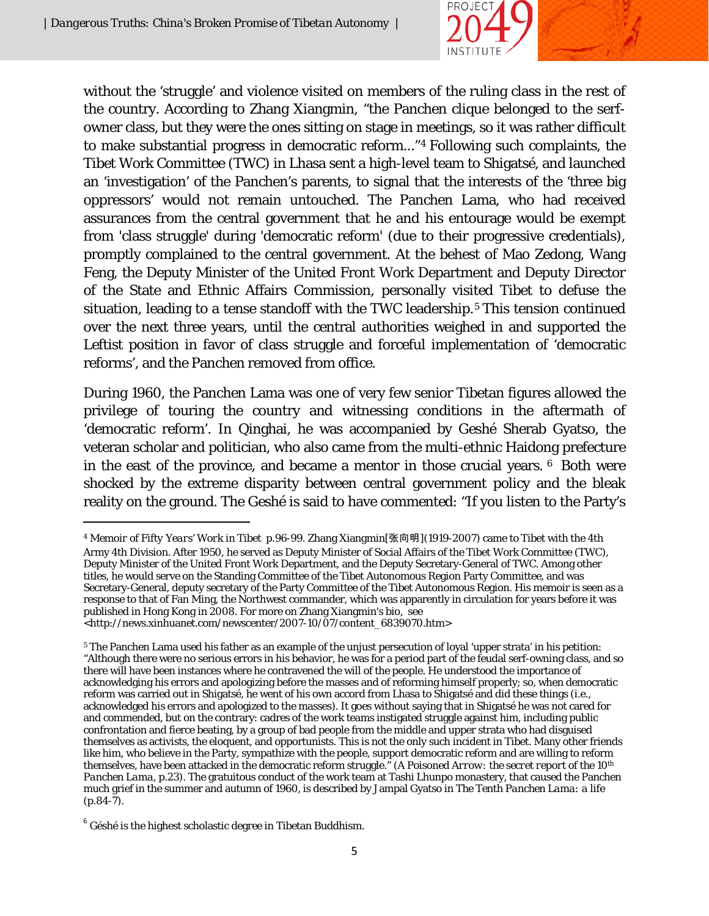without the 'struggle' and violence visited on members of the ruling class in the rest of the country. According to Zhang Xiangmin, "the Panchen clique belonged to the serf-owner class, but they were the ones sitting on stage in meetings, so it was rather difficult to make substantial progress in democratic reform..."[4] Following such complaints, the Tibet Work Committee (TWC) in Lhasa sent a high-level team to Shigatsé, and launched an 'investigation' of the Panchen's parents, to signal that the interests of the 'three big oppressors' would not remain untouched. The Panchen Lama, who had received assurances from the central government that he and his entourage would be exempt from 'class struggle' during 'democratic reform' (due to their progressive credentials), promptly complained to the central government. At the behest of Mao Zedong, Wang Feng, the Deputy Minister of the United Front Work Department and Deputy Director of the State and Ethnic Affairs Commission, personally visited Tibet to defuse the situation, leading to a tense standoff with the TWC leadership.[5] This tension continued over the next three years, until the central authorities weighed in and supported the Leftist position in favor of class struggle and forceful implementation of 'democratic reforms', and the Panchen removed from office.

During 1960, the Panchen Lama was one of very few senior Tibetan figures allowed the privilege of touring the country and witnessing conditions in the aftermath of 'democratic reform'. In Qinghai, he was accompanied by Geshé Sherab Gyatso, the veteran scholar and politician, who also came from the multi-ethnic Haidong prefecture in the east of the province, and became a mentor in those crucial years.[6] Both were shocked by the extreme disparity between central government policy and the bleak reality on the ground. The Geshé is said to have commented: "If you listen to the Party's

---

[4] *Memoir of Fifty Years' Work in Tibet* p.96-99. Zhang Xiangmin[张向明](1919-2007) came to Tibet with the 4th Army 4th Division. After 1950, he served as Deputy Minister of Social Affairs of the Tibet Work Committee (TWC), Deputy Minister of the United Front Work Department, and the Deputy Secretary-General of TWC. Among other titles, he would serve on the Standing Committee of the Tibet Autonomous Region Party Committee, and was Secretary-General, deputy secretary of the Party Committee of the Tibet Autonomous Region. His memoir is seen as a response to that of Fan Ming, the Northwest commander, which was apparently in circulation for years before it was published in Hong Kong in 2008. For more on Zhang Xiangmin's bio, see <http://news.xinhuanet.com/newscenter/2007-10/07/content_6839070.htm>

[5] The Panchen Lama used his father as an example of the unjust persecution of loyal 'upper strata' in his petition: "Although there were no serious errors in his behavior, he was for a period part of the feudal serf-owning class, and so there will have been instances where he contravened the will of the people. He understood the importance of acknowledging his errors and apologizing before the masses and of reforming himself properly; so, when democratic reform was carried out in Shigatsé, he went of his own accord from Lhasa to Shigatsé and did these things (i.e., acknowledged his errors and apologized to the masses). It goes without saying that in Shigatsé he was not cared for and commended, but on the contrary: cadres of the work teams instigated struggle against him, including public confrontation and fierce beating, by a group of bad people from the middle and upper strata who had disguised themselves as activists, the eloquent, and opportunists. This is not the only such incident in Tibet. Many other friends like him, who believe in the Party, sympathize with the people, support democratic reform and are willing to reform themselves, have been attacked in the democratic reform struggle." (*A Poisoned Arrow: the secret report of the 10th Panchen Lama*, p.23). The gratuitous conduct of the work team at Tashi Lhunpo monastery, that caused the Panchen much grief in the summer and autumn of 1960, is described by Jampal Gyatso in *The Tenth Panchen Lama: a life* (p.84-7).

[6] Géshé is the highest scholastic degree in Tibetan Buddhism.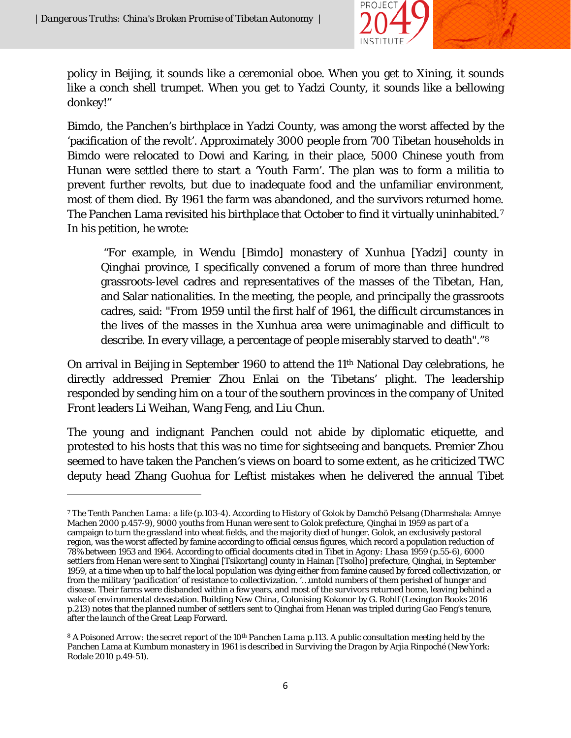policy in Beijing, it sounds like a ceremonial oboe. When you get to Xining, it sounds like a conch shell trumpet. When you get to Yadzi County, it sounds like a bellowing donkey!"

Bimdo, the Panchen's birthplace in Yadzi County, was among the worst affected by the 'pacification of the revolt'. Approximately 3000 people from 700 Tibetan households in Bimdo were relocated to Dowi and Karing, in their place, 5000 Chinese youth from Hunan were settled there to start a 'Youth Farm'. The plan was to form a militia to prevent further revolts, but due to inadequate food and the unfamiliar environment, most of them died. By 1961 the farm was abandoned, and the survivors returned home. The Panchen Lama revisited his birthplace that October to find it virtually uninhabited.[7] In his petition, he wrote:

> "For example, in Wendu [Bimdo] monastery of Xunhua [Yadzi] county in Qinghai province, I specifically convened a forum of more than three hundred grassroots-level cadres and representatives of the masses of the Tibetan, Han, and Salar nationalities. In the meeting, the people, and principally the grassroots cadres, said: "From 1959 until the first half of 1961, the difficult circumstances in the lives of the masses in the Xunhua area were unimaginable and difficult to describe. In every village, a percentage of people miserably starved to death"."[8]

On arrival in Beijing in September 1960 to attend the 11th National Day celebrations, he directly addressed Premier Zhou Enlai on the Tibetans' plight. The leadership responded by sending him on a tour of the southern provinces in the company of United Front leaders Li Weihan, Wang Feng, and Liu Chun.

The young and indignant Panchen could not abide by diplomatic etiquette, and protested to his hosts that this was no time for sightseeing and banquets. Premier Zhou seemed to have taken the Panchen's views on board to some extent, as he criticized TWC deputy head Zhang Guohua for Leftist mistakes when he delivered the annual Tibet

---

[7] *The Tenth Panchen Lama: a life* (p.103-4). According to History of Golok by Damchö Pelsang (Dharmshala: Amnye Machen 2000 p.457-9), 9000 youths from Hunan were sent to Golok prefecture, Qinghai in 1959 as part of a campaign to turn the grassland into wheat fields, and the majority died of hunger. Golok, an exclusively pastoral region, was the worst affected by famine according to official census figures, which record a population reduction of 78% between 1953 and 1964. According to official documents cited in *Tibet in Agony: Lhasa 1959* (p.55-6), 6000 settlers from Henan were sent to Xinghai [Tsikortang] county in Hainan [Tsolho] prefecture, Qinghai, in September 1959, at a time when up to half the local population was dying either from famine caused by forced collectivization, or from the military 'pacification' of resistance to collectivization. '...untold numbers of them perished of hunger and disease. Their farms were disbanded within a few years, and most of the survivors returned home, leaving behind a wake of environmental devastation. *Building New China, Colonising Kokonor* by G. Rohlf (Lexington Books 2016 p.213) notes that the planned number of settlers sent to Qinghai from Henan was tripled during Gao Feng's tenure, after the launch of the Great Leap Forward.

[8] *A Poisoned Arrow: the secret report of the 10th Panchen Lama* p.113. A public consultation meeting held by the Panchen Lama at Kumbum monastery in 1961 is described in *Surviving the Dragon* by Arjia Rinpoché (New York: Rodale 2010 p.49-51).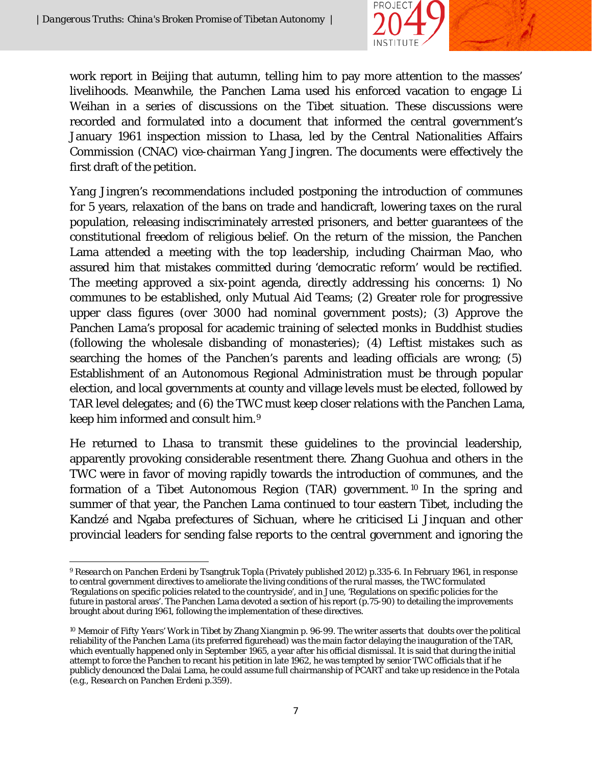work report in Beijing that autumn, telling him to pay more attention to the masses' livelihoods. Meanwhile, the Panchen Lama used his enforced vacation to engage Li Weihan in a series of discussions on the Tibet situation. These discussions were recorded and formulated into a document that informed the central government's January 1961 inspection mission to Lhasa, led by the Central Nationalities Affairs Commission (CNAC) vice-chairman Yang Jingren. The documents were effectively the first draft of the petition.

Yang Jingren's recommendations included postponing the introduction of communes for 5 years, relaxation of the bans on trade and handicraft, lowering taxes on the rural population, releasing indiscriminately arrested prisoners, and better guarantees of the constitutional freedom of religious belief. On the return of the mission, the Panchen Lama attended a meeting with the top leadership, including Chairman Mao, who assured him that mistakes committed during 'democratic reform' would be rectified. The meeting approved a six-point agenda, directly addressing his concerns: 1) No communes to be established, only Mutual Aid Teams; (2) Greater role for progressive upper class figures (over 3000 had nominal government posts); (3) Approve the Panchen Lama's proposal for academic training of selected monks in Buddhist studies (following the wholesale disbanding of monasteries); (4) Leftist mistakes such as searching the homes of the Panchen's parents and leading officials are wrong; (5) Establishment of an Autonomous Regional Administration must be through popular election, and local governments at county and village levels must be elected, followed by TAR level delegates; and (6) the TWC must keep closer relations with the Panchen Lama, keep him informed and consult him.[9]

He returned to Lhasa to transmit these guidelines to the provincial leadership, apparently provoking considerable resentment there. Zhang Guohua and others in the TWC were in favor of moving rapidly towards the introduction of communes, and the formation of a Tibet Autonomous Region (TAR) government.[10] In the spring and summer of that year, the Panchen Lama continued to tour eastern Tibet, including the Kandzé and Ngaba prefectures of Sichuan, where he criticised Li Jinquan and other provincial leaders for sending false reports to the central government and ignoring the

---

[9] *Research on Panchen Erdeni* by Tsangtruk Topla (Privately published 2012) p.335-6. In February 1961, in response to central government directives to ameliorate the living conditions of the rural masses, the TWC formulated 'Regulations on specific policies related to the countryside', and in June, 'Regulations on specific policies for the future in pastoral areas'. The Panchen Lama devoted a section of his report (p.75-90) to detailing the improvements brought about during 1961, following the implementation of these directives.

[10] *Memoir of Fifty Years' Work in Tibet* by Zhang Xiangmin p. 96-99. The writer asserts that doubts over the political reliability of the Panchen Lama (its preferred figurehead) was the main factor delaying the inauguration of the TAR, which eventually happened only in September 1965, a year after his official dismissal. It is said that during the initial attempt to force the Panchen to recant his petition in late 1962, he was tempted by senior TWC officials that if he publicly denounced the Dalai Lama, he could assume full chairmanship of PCART and take up residence in the Potala (e.g., *Research on Panchen Erdeni* p.359).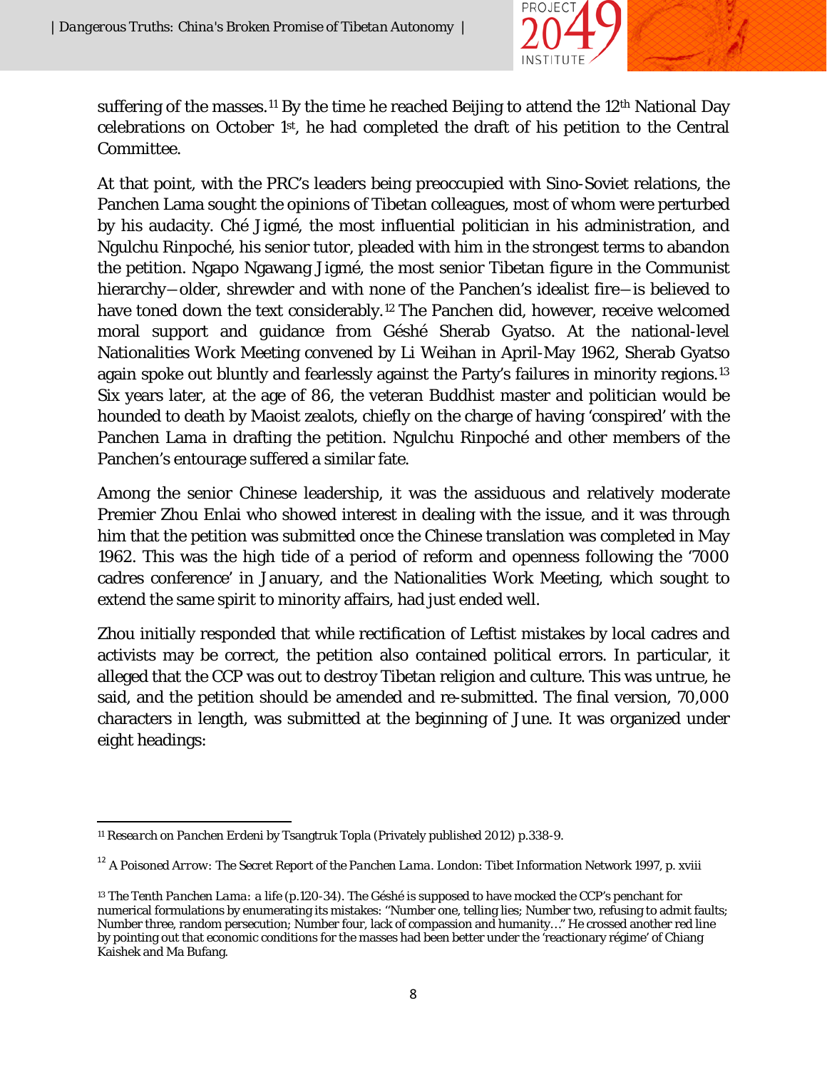suffering of the masses.[11] By the time he reached Beijing to attend the 12th National Day celebrations on October 1st, he had completed the draft of his petition to the Central Committee.

At that point, with the PRC's leaders being preoccupied with Sino-Soviet relations, the Panchen Lama sought the opinions of Tibetan colleagues, most of whom were perturbed by his audacity. Ché Jigmé, the most influential politician in his administration, and Ngulchu Rinpoché, his senior tutor, pleaded with him in the strongest terms to abandon the petition. Ngapo Ngawang Jigmé, the most senior Tibetan figure in the Communist hierarchy—older, shrewder and with none of the Panchen's idealist fire—is believed to have toned down the text considerably.[12] The Panchen did, however, receive welcomed moral support and guidance from Géshé Sherab Gyatso. At the national-level Nationalities Work Meeting convened by Li Weihan in April-May 1962, Sherab Gyatso again spoke out bluntly and fearlessly against the Party's failures in minority regions.[13] Six years later, at the age of 86, the veteran Buddhist master and politician would be hounded to death by Maoist zealots, chiefly on the charge of having 'conspired' with the Panchen Lama in drafting the petition. Ngulchu Rinpoché and other members of the Panchen's entourage suffered a similar fate.

Among the senior Chinese leadership, it was the assiduous and relatively moderate Premier Zhou Enlai who showed interest in dealing with the issue, and it was through him that the petition was submitted once the Chinese translation was completed in May 1962. This was the high tide of a period of reform and openness following the '7000 cadres conference' in January, and the Nationalities Work Meeting, which sought to extend the same spirit to minority affairs, had just ended well.

Zhou initially responded that while rectification of Leftist mistakes by local cadres and activists may be correct, the petition also contained political errors. In particular, it alleged that the CCP was out to destroy Tibetan religion and culture. This was untrue, he said, and the petition should be amended and re-submitted. The final version, 70,000 characters in length, was submitted at the beginning of June. It was organized under eight headings:

---

[11] *Research on Panchen Erdeni* by Tsangtruk Topla (Privately published 2012) p.338-9.

[12] *A Poisoned Arrow: The Secret Report of the Panchen Lama*. London: Tibet Information Network 1997, p. xviii

[13] *The Tenth Panchen Lama: a life* (p.120-34). The Géshé is supposed to have mocked the CCP's penchant for numerical formulations by enumerating its mistakes: "Number one, telling lies; Number two, refusing to admit faults; Number three, random persecution; Number four, lack of compassion and humanity…" He crossed another red line by pointing out that economic conditions for the masses had been better under the 'reactionary régime' of Chiang Kaishek and Ma Bufang.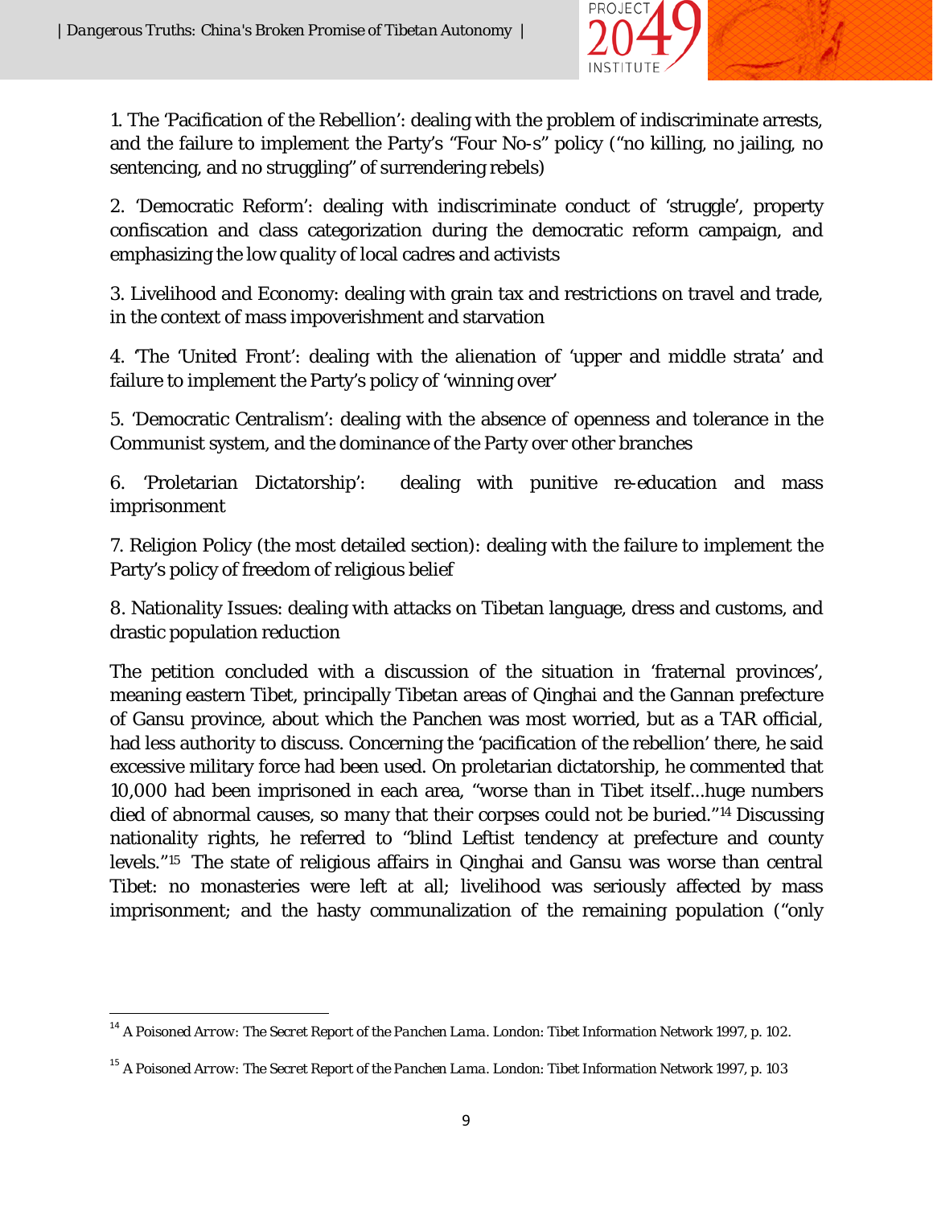1. The 'Pacification of the Rebellion': dealing with the problem of indiscriminate arrests, and the failure to implement the Party's "Four No-s" policy ("no killing, no jailing, no sentencing, and no struggling" of surrendering rebels)

2. 'Democratic Reform': dealing with indiscriminate conduct of 'struggle', property confiscation and class categorization during the democratic reform campaign, and emphasizing the low quality of local cadres and activists

3. Livelihood and Economy: dealing with grain tax and restrictions on travel and trade, in the context of mass impoverishment and starvation

4. 'The 'United Front': dealing with the alienation of 'upper and middle strata' and failure to implement the Party's policy of 'winning over'

5. 'Democratic Centralism': dealing with the absence of openness and tolerance in the Communist system, and the dominance of the Party over other branches

6. 'Proletarian Dictatorship': dealing with punitive re-education and mass imprisonment

7. Religion Policy (the most detailed section): dealing with the failure to implement the Party's policy of freedom of religious belief

8. Nationality Issues: dealing with attacks on Tibetan language, dress and customs, and drastic population reduction

The petition concluded with a discussion of the situation in 'fraternal provinces', meaning eastern Tibet, principally Tibetan areas of Qinghai and the Gannan prefecture of Gansu province, about which the Panchen was most worried, but as a TAR official, had less authority to discuss. Concerning the 'pacification of the rebellion' there, he said excessive military force had been used. On proletarian dictatorship, he commented that 10,000 had been imprisoned in each area, "worse than in Tibet itself...huge numbers died of abnormal causes, so many that their corpses could not be buried."[14] Discussing nationality rights, he referred to "blind Leftist tendency at prefecture and county levels."[15] The state of religious affairs in Qinghai and Gansu was worse than central Tibet: no monasteries were left at all; livelihood was seriously affected by mass imprisonment; and the hasty communalization of the remaining population ("only

[14] *A Poisoned Arrow: The Secret Report of the Panchen Lama*. London: Tibet Information Network 1997, p. 102.

[15] *A Poisoned Arrow: The Secret Report of the Panchen Lama*. London: Tibet Information Network 1997, p. 103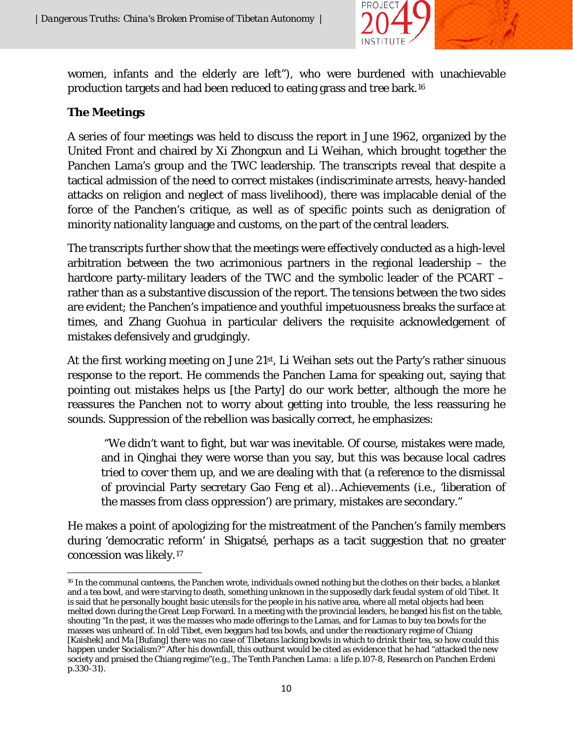women, infants and the elderly are left"), who were burdened with unachievable production targets and had been reduced to eating grass and tree bark.[16]

**The Meetings**

A series of four meetings was held to discuss the report in June 1962, organized by the United Front and chaired by Xi Zhongxun and Li Weihan, which brought together the Panchen Lama's group and the TWC leadership. The transcripts reveal that despite a tactical admission of the need to correct mistakes (indiscriminate arrests, heavy-handed attacks on religion and neglect of mass livelihood), there was implacable denial of the force of the Panchen's critique, as well as of specific points such as denigration of minority nationality language and customs, on the part of the central leaders.

The transcripts further show that the meetings were effectively conducted as a high-level arbitration between the two acrimonious partners in the regional leadership – the hardcore party-military leaders of the TWC and the symbolic leader of the PCART – rather than as a substantive discussion of the report. The tensions between the two sides are evident; the Panchen's impatience and youthful impetuousness breaks the surface at times, and Zhang Guohua in particular delivers the requisite acknowledgement of mistakes defensively and grudgingly.

At the first working meeting on June 21st, Li Weihan sets out the Party's rather sinuous response to the report. He commends the Panchen Lama for speaking out, saying that pointing out mistakes helps us [the Party] do our work better, although the more he reassures the Panchen not to worry about getting into trouble, the less reassuring he sounds. Suppression of the rebellion was basically correct, he emphasizes:

> "We didn't want to fight, but war was inevitable. Of course, mistakes were made, and in Qinghai they were worse than you say, but this was because local cadres tried to cover them up, and we are dealing with that (a reference to the dismissal of provincial Party secretary Gao Feng et al)…Achievements (i.e., 'liberation of the masses from class oppression') are primary, mistakes are secondary."

He makes a point of apologizing for the mistreatment of the Panchen's family members during 'democratic reform' in Shigatsé, perhaps as a tacit suggestion that no greater concession was likely.[17]

---

[16] In the communal canteens, the Panchen wrote, individuals owned nothing but the clothes on their backs, a blanket and a tea bowl, and were starving to death, something unknown in the supposedly dark feudal system of old Tibet. It is said that he personally bought basic utensils for the people in his native area, where all metal objects had been melted down during the Great Leap Forward. In a meeting with the provincial leaders, he banged his fist on the table, shouting "In the past, it was the masses who made offerings to the Lamas, and for Lamas to buy tea bowls for the masses was unheard of. In old Tibet, even beggars had tea bowls, and under the reactionary regime of Chiang [Kaishek] and Ma [Bufang] there was no case of Tibetans lacking bowls in which to drink their tea, so how could this happen under Socialism?" After his downfall, this outburst would be cited as evidence that he had "attacked the new society and praised the Chiang regime"(e.g., *The Tenth Panchen Lama: a life* p.107-8, *Research on Panchen Erdeni* p.330-31).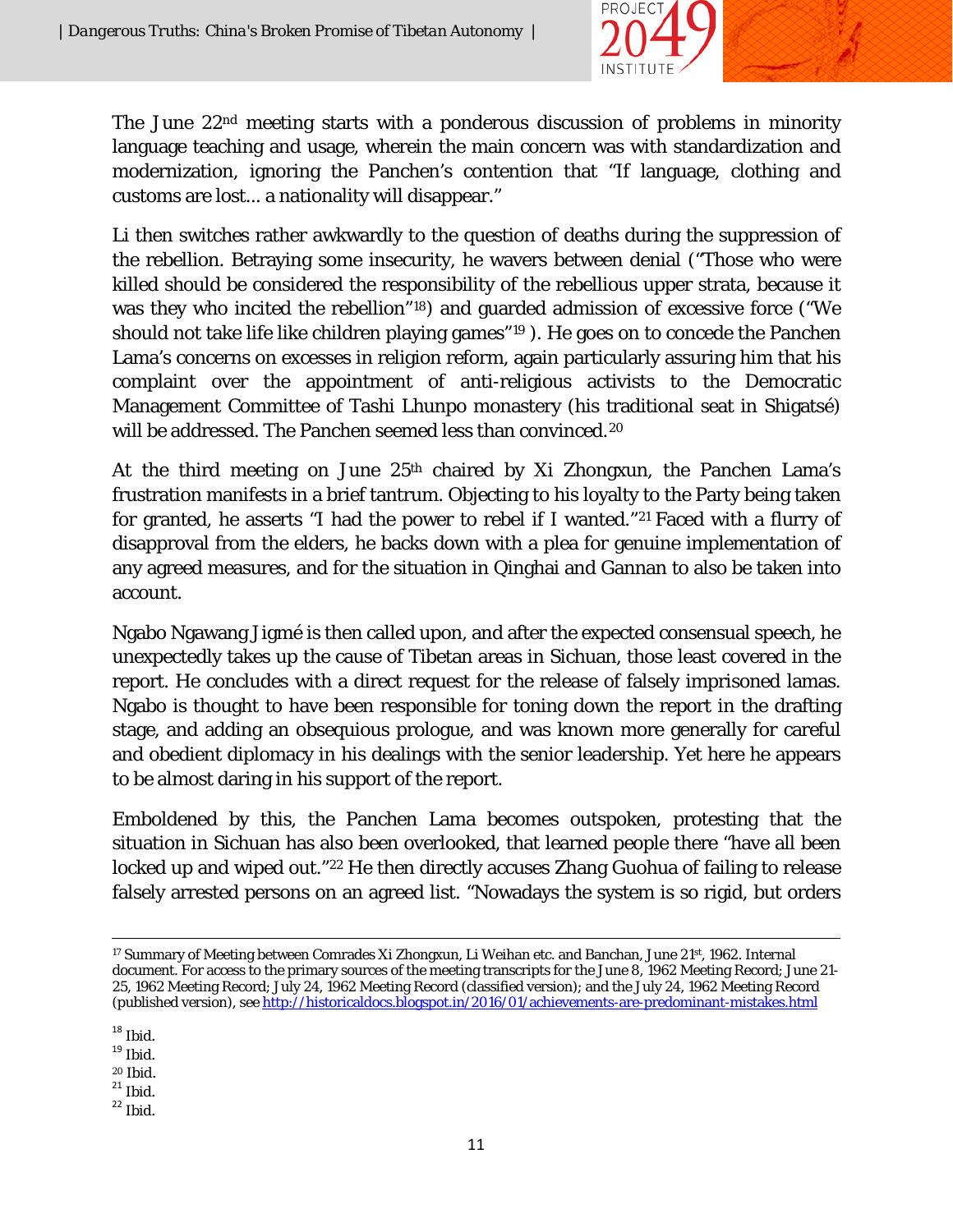The June 22nd meeting starts with a ponderous discussion of problems in minority language teaching and usage, wherein the main concern was with standardization and modernization, ignoring the Panchen's contention that "If language, clothing and customs are lost... a nationality will disappear."

Li then switches rather awkwardly to the question of deaths during the suppression of the rebellion. Betraying some insecurity, he wavers between denial ("Those who were killed should be considered the responsibility of the rebellious upper strata, because it was they who incited the rebellion"[18]) and guarded admission of excessive force ("We should not take life like children playing games"[19] ). He goes on to concede the Panchen Lama's concerns on excesses in religion reform, again particularly assuring him that his complaint over the appointment of anti-religious activists to the Democratic Management Committee of Tashi Lhunpo monastery (his traditional seat in Shigatsé) will be addressed. The Panchen seemed less than convinced.[20]

At the third meeting on June 25th chaired by Xi Zhongxun, the Panchen Lama's frustration manifests in a brief tantrum. Objecting to his loyalty to the Party being taken for granted, he asserts "I had the power to rebel if I wanted."[21] Faced with a flurry of disapproval from the elders, he backs down with a plea for genuine implementation of any agreed measures, and for the situation in Qinghai and Gannan to also be taken into account.

Ngabo Ngawang Jigmé is then called upon, and after the expected consensual speech, he unexpectedly takes up the cause of Tibetan areas in Sichuan, those least covered in the report. He concludes with a direct request for the release of falsely imprisoned lamas. Ngabo is thought to have been responsible for toning down the report in the drafting stage, and adding an obsequious prologue, and was known more generally for careful and obedient diplomacy in his dealings with the senior leadership. Yet here he appears to be almost daring in his support of the report.

Emboldened by this, the Panchen Lama becomes outspoken, protesting that the situation in Sichuan has also been overlooked, that learned people there "have all been locked up and wiped out."[22] He then directly accuses Zhang Guohua of failing to release falsely arrested persons on an agreed list. "Nowadays the system is so rigid, but orders

---

[17] Summary of Meeting between Comrades Xi Zhongxun, Li Weihan etc. and Banchan, June 21st, 1962. Internal document. For access to the primary sources of the meeting transcripts for the June 8, 1962 Meeting Record; June 21-25, 1962 Meeting Record; July 24, 1962 Meeting Record (classified version); and the July 24, 1962 Meeting Record (published version), see http://historicaldocs.blogspot.in/2016/01/achievements-are-predominant-mistakes.html

[18] Ibid.

[19] Ibid.

[20] Ibid.

[21] Ibid.

[22] Ibid.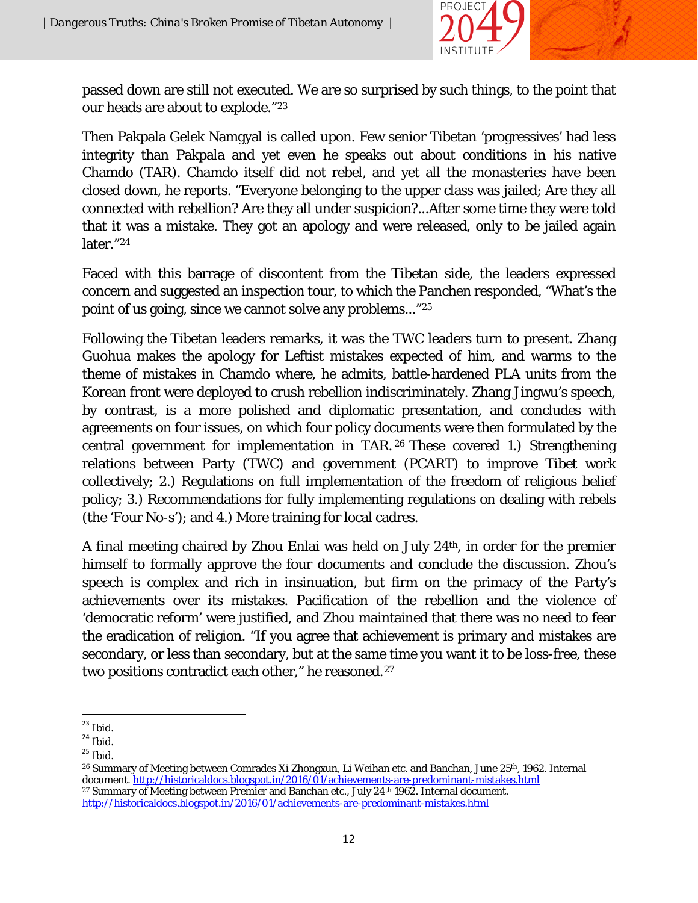passed down are still not executed. We are so surprised by such things, to the point that our heads are about to explode."[23]

Then Pakpala Gelek Namgyal is called upon. Few senior Tibetan 'progressives' had less integrity than Pakpala and yet even he speaks out about conditions in his native Chamdo (TAR). Chamdo itself did not rebel, and yet all the monasteries have been closed down, he reports. "Everyone belonging to the upper class was jailed; Are they all connected with rebellion? Are they all under suspicion?...After some time they were told that it was a mistake. They got an apology and were released, only to be jailed again later."[24]

Faced with this barrage of discontent from the Tibetan side, the leaders expressed concern and suggested an inspection tour, to which the Panchen responded, "What's the point of us going, since we cannot solve any problems..."[25]

Following the Tibetan leaders remarks, it was the TWC leaders turn to present. Zhang Guohua makes the apology for Leftist mistakes expected of him, and warms to the theme of mistakes in Chamdo where, he admits, battle-hardened PLA units from the Korean front were deployed to crush rebellion indiscriminately. Zhang Jingwu's speech, by contrast, is a more polished and diplomatic presentation, and concludes with agreements on four issues, on which four policy documents were then formulated by the central government for implementation in TAR.[26] These covered 1.) Strengthening relations between Party (TWC) and government (PCART) to improve Tibet work collectively; 2.) Regulations on full implementation of the freedom of religious belief policy; 3.) Recommendations for fully implementing regulations on dealing with rebels (the 'Four No-s'); and 4.) More training for local cadres.

A final meeting chaired by Zhou Enlai was held on July 24th, in order for the premier himself to formally approve the four documents and conclude the discussion. Zhou's speech is complex and rich in insinuation, but firm on the primacy of the Party's achievements over its mistakes. Pacification of the rebellion and the violence of 'democratic reform' were justified, and Zhou maintained that there was no need to fear the eradication of religion. "If you agree that achievement is primary and mistakes are secondary, or less than secondary, but at the same time you want it to be loss-free, these two positions contradict each other," he reasoned.[27]

---

[23] Ibid.

[24] Ibid.

[25] Ibid.

[26] Summary of Meeting between Comrades Xi Zhongxun, Li Weihan etc. and Banchan, June 25th, 1962. Internal document. http://historicaldocs.blogspot.in/2016/01/achievements-are-predominant-mistakes.html

[27] Summary of Meeting between Premier and Banchan etc., July 24th 1962. Internal document. http://historicaldocs.blogspot.in/2016/01/achievements-are-predominant-mistakes.html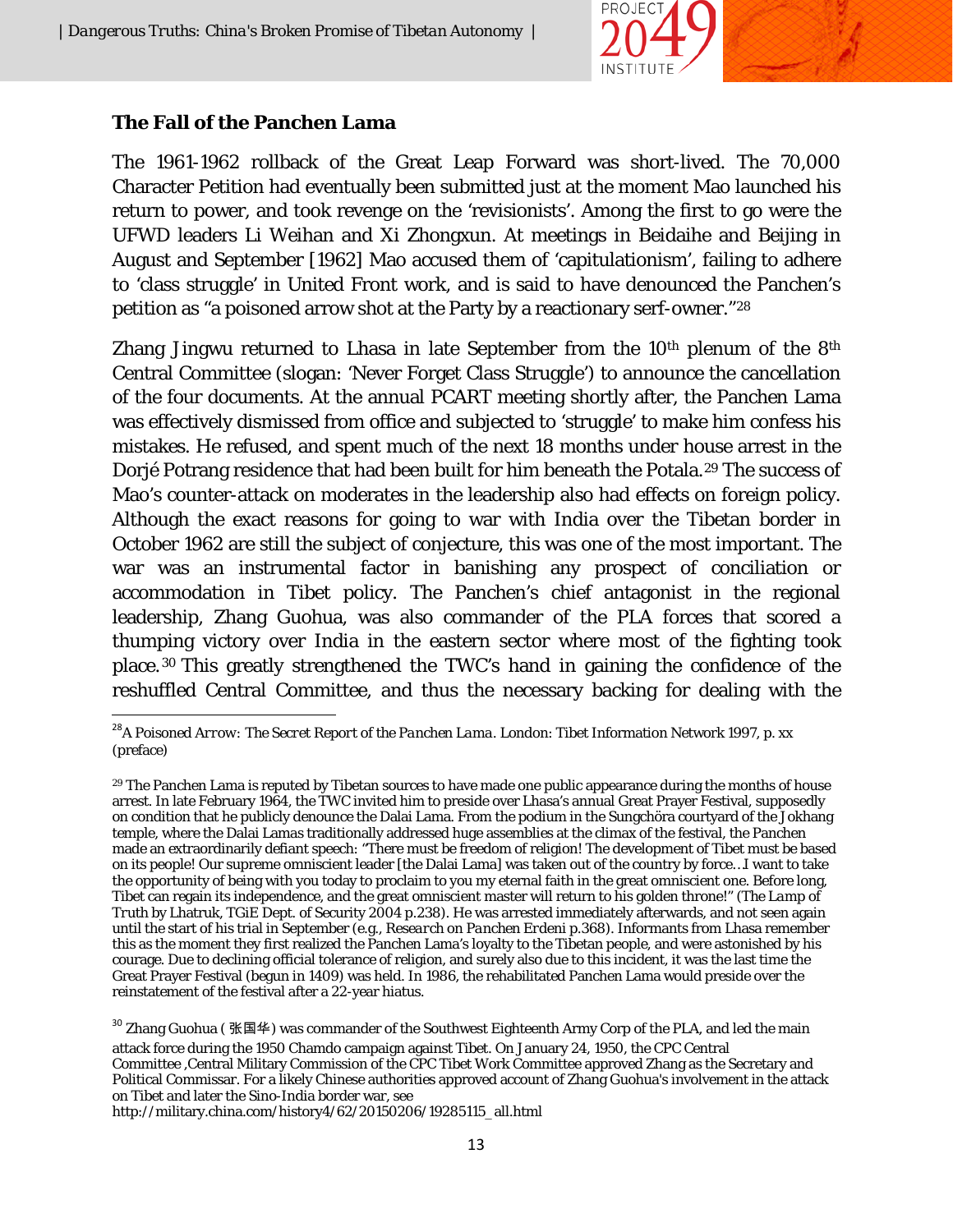### The Fall of the Panchen Lama

The 1961-1962 rollback of the Great Leap Forward was short-lived. The 70,000 Character Petition had eventually been submitted just at the moment Mao launched his return to power, and took revenge on the 'revisionists'. Among the first to go were the UFWD leaders Li Weihan and Xi Zhongxun. At meetings in Beidaihe and Beijing in August and September [1962] Mao accused them of 'capitulationism', failing to adhere to 'class struggle' in United Front work, and is said to have denounced the Panchen's petition as "a poisoned arrow shot at the Party by a reactionary serf-owner."[28]

Zhang Jingwu returned to Lhasa in late September from the 10th plenum of the 8th Central Committee (slogan: 'Never Forget Class Struggle') to announce the cancellation of the four documents. At the annual PCART meeting shortly after, the Panchen Lama was effectively dismissed from office and subjected to 'struggle' to make him confess his mistakes. He refused, and spent much of the next 18 months under house arrest in the Dorjé Potrang residence that had been built for him beneath the Potala.[29] The success of Mao's counter-attack on moderates in the leadership also had effects on foreign policy. Although the exact reasons for going to war with India over the Tibetan border in October 1962 are still the subject of conjecture, this was one of the most important. The war was an instrumental factor in banishing any prospect of conciliation or accommodation in Tibet policy. The Panchen's chief antagonist in the regional leadership, Zhang Guohua, was also commander of the PLA forces that scored a thumping victory over India in the eastern sector where most of the fighting took place.[30] This greatly strengthened the TWC's hand in gaining the confidence of the reshuffled Central Committee, and thus the necessary backing for dealing with the

---

[28] *A Poisoned Arrow: The Secret Report of the Panchen Lama*. London: Tibet Information Network 1997, p. xx (preface)

[29] The Panchen Lama is reputed by Tibetan sources to have made one public appearance during the months of house arrest. In late February 1964, the TWC invited him to preside over Lhasa's annual Great Prayer Festival, supposedly on condition that he publicly denounce the Dalai Lama. From the podium in the Sungchöra courtyard of the Jokhang temple, where the Dalai Lamas traditionally addressed huge assemblies at the climax of the festival, the Panchen made an extraordinarily defiant speech: "There must be freedom of religion! The development of Tibet must be based on its people! Our supreme omniscient leader [the Dalai Lama] was taken out of the country by force…I want to take the opportunity of being with you today to proclaim to you my eternal faith in the great omniscient one. Before long, Tibet can regain its independence, and the great omniscient master will return to his golden throne!" (*The Lamp of Truth* by Lhatruk, TGiE Dept. of Security 2004 p.238). He was arrested immediately afterwards, and not seen again until the start of his trial in September (e.g., *Research on Panchen Erdeni* p.368). Informants from Lhasa remember this as the moment they first realized the Panchen Lama's loyalty to the Tibetan people, and were astonished by his courage. Due to declining official tolerance of religion, and surely also due to this incident, it was the last time the Great Prayer Festival (begun in 1409) was held. In 1986, the rehabilitated Panchen Lama would preside over the reinstatement of the festival after a 22-year hiatus.

[30] Zhang Guohua ( 张国华 ) was commander of the Southwest Eighteenth Army Corp of the PLA, and led the main attack force during the 1950 Chamdo campaign against Tibet. On January 24, 1950, the CPC Central Committee ,Central Military Commission of the CPC Tibet Work Committee approved Zhang as the Secretary and Political Commissar. For a likely Chinese authorities approved account of Zhang Guohua's involvement in the attack on Tibet and later the Sino-India border war, see http://military.china.com/history4/62/20150206/19285115_all.html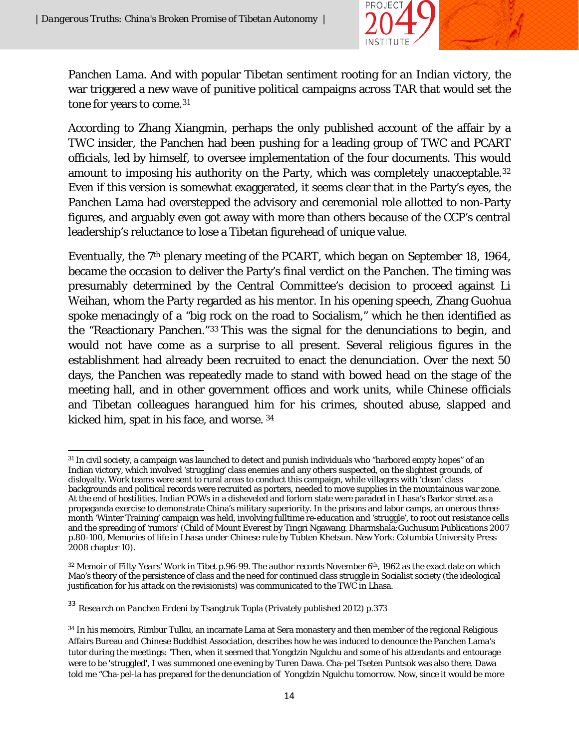Panchen Lama. And with popular Tibetan sentiment rooting for an Indian victory, the war triggered a new wave of punitive political campaigns across TAR that would set the tone for years to come.[31]

According to Zhang Xiangmin, perhaps the only published account of the affair by a TWC insider, the Panchen had been pushing for a leading group of TWC and PCART officials, led by himself, to oversee implementation of the four documents. This would amount to imposing his authority on the Party, which was completely unacceptable.[32] Even if this version is somewhat exaggerated, it seems clear that in the Party's eyes, the Panchen Lama had overstepped the advisory and ceremonial role allotted to non-Party figures, and arguably even got away with more than others because of the CCP's central leadership's reluctance to lose a Tibetan figurehead of unique value.

Eventually, the 7th plenary meeting of the PCART, which began on September 18, 1964, became the occasion to deliver the Party's final verdict on the Panchen. The timing was presumably determined by the Central Committee's decision to proceed against Li Weihan, whom the Party regarded as his mentor. In his opening speech, Zhang Guohua spoke menacingly of a "big rock on the road to Socialism," which he then identified as the "Reactionary Panchen."[33] This was the signal for the denunciations to begin, and would not have come as a surprise to all present. Several religious figures in the establishment had already been recruited to enact the denunciation. Over the next 50 days, the Panchen was repeatedly made to stand with bowed head on the stage of the meeting hall, and in other government offices and work units, while Chinese officials and Tibetan colleagues harangued him for his crimes, shouted abuse, slapped and kicked him, spat in his face, and worse.[34]

---

[31] In civil society, a campaign was launched to detect and punish individuals who "harbored empty hopes" of an Indian victory, which involved 'struggling' class enemies and any others suspected, on the slightest grounds, of disloyalty. Work teams were sent to rural areas to conduct this campaign, while villagers with 'clean' class backgrounds and political records were recruited as porters, needed to move supplies in the mountainous war zone. At the end of hostilities, Indian POWs in a disheveled and forlorn state were paraded in Lhasa's Barkor street as a propaganda exercise to demonstrate China's military superiority. In the prisons and labor camps, an onerous three-month 'Winter Training' campaign was held, involving fulltime re-education and 'struggle', to root out resistance cells and the spreading of 'rumors' (Child of Mount Everest by Tingri Ngawang. Dharmshala:Guchusum Publications 2007 p.80-100, *Memories of life in Lhasa under Chinese rule* by Tubten Khetsun. New York: Columbia University Press 2008 chapter 10).

[32] *Memoir of Fifty Years' Work in Tibet* p.96-99. The author records November 6th, 1962 as the exact date on which Mao's theory of the persistence of class and the need for continued class struggle in Socialist society (the ideological justification for his attack on the revisionists) was communicated to the TWC in Lhasa.

[33] *Research on Panchen Erdeni* by Tsangtruk Topla (Privately published 2012) p.373

[34] In his memoirs, Rimbur Tulku, an incarnate Lama at Sera monastery and then member of the regional Religious Affairs Bureau and Chinese Buddhist Association, describes how he was induced to denounce the Panchen Lama's tutor during the meetings: 'Then, when it seemed that Yongdzin Ngulchu and some of his attendants and entourage were to be 'struggled', I was summoned one evening by Turen Dawa. Cha-pel Tseten Puntsok was also there. Dawa told me "Cha-pel-la has prepared for the denunciation of Yongdzin Ngulchu tomorrow. Now, since it would be more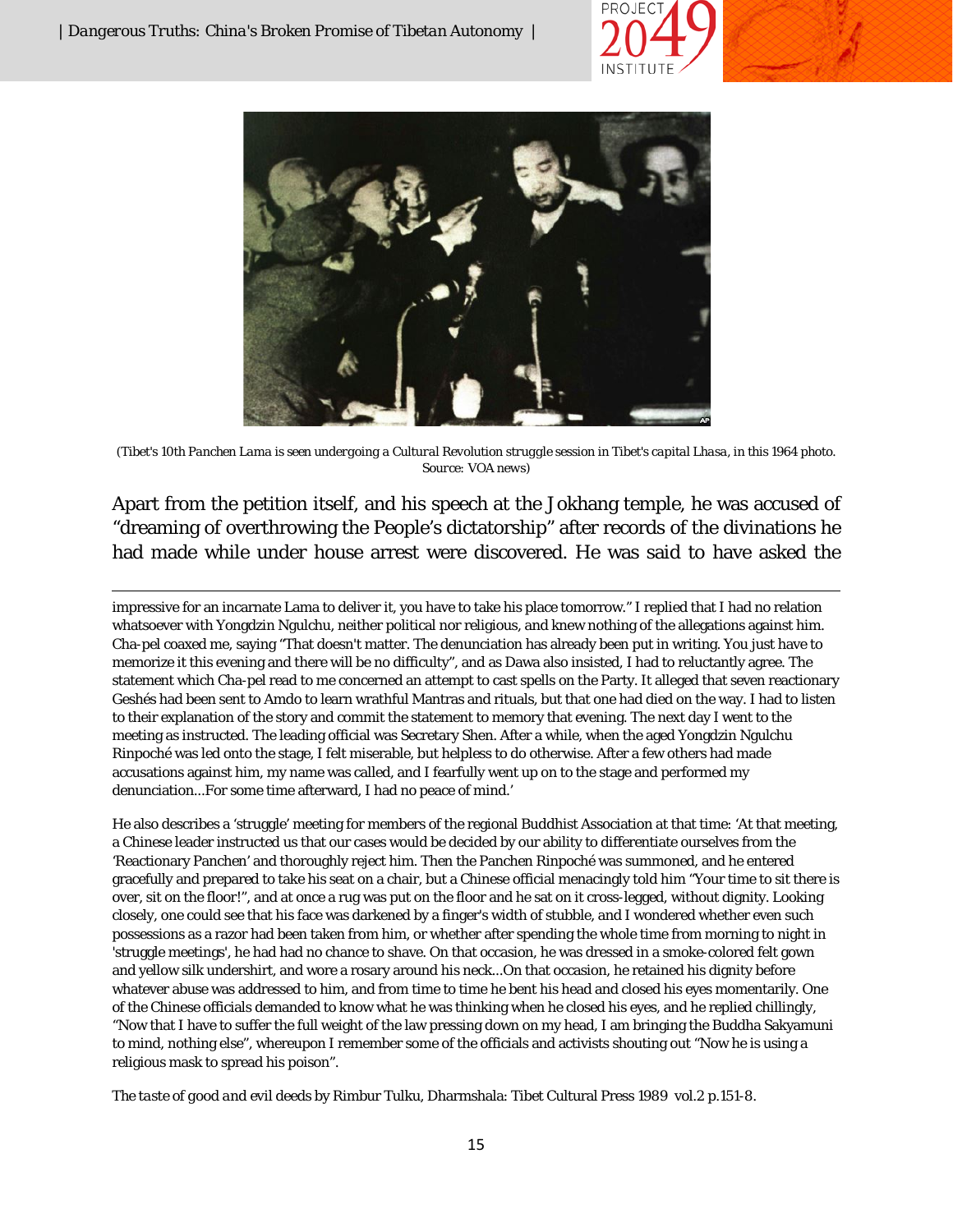(Tibet's 10th Panchen Lama is seen undergoing a Cultural Revolution struggle session in Tibet's capital Lhasa, in this 1964 photo. Source: VOA news)

Apart from the petition itself, and his speech at the Jokhang temple, he was accused of "dreaming of overthrowing the People's dictatorship" after records of the divinations he had made while under house arrest were discovered. He was said to have asked the

---

impressive for an incarnate Lama to deliver it, you have to take his place tomorrow." I replied that I had no relation whatsoever with Yongdzin Ngulchu, neither political nor religious, and knew nothing of the allegations against him. Cha-pel coaxed me, saying "That doesn't matter. The denunciation has already been put in writing. You just have to memorize it this evening and there will be no difficulty", and as Dawa also insisted, I had to reluctantly agree. The statement which Cha-pel read to me concerned an attempt to cast spells on the Party. It alleged that seven reactionary Geshés had been sent to Amdo to learn wrathful Mantras and rituals, but that one had died on the way. I had to listen to their explanation of the story and commit the statement to memory that evening. The next day I went to the meeting as instructed. The leading official was Secretary Shen. After a while, when the aged Yongdzin Ngulchu Rinpoché was led onto the stage, I felt miserable, but helpless to do otherwise. After a few others had made accusations against him, my name was called, and I fearfully went up on to the stage and performed my denunciation...For some time afterward, I had no peace of mind.'

He also describes a 'struggle' meeting for members of the regional Buddhist Association at that time: 'At that meeting, a Chinese leader instructed us that our cases would be decided by our ability to differentiate ourselves from the 'Reactionary Panchen' and thoroughly reject him. Then the Panchen Rinpoché was summoned, and he entered gracefully and prepared to take his seat on a chair, but a Chinese official menacingly told him "Your time to sit there is over, sit on the floor!", and at once a rug was put on the floor and he sat on it cross-legged, without dignity. Looking closely, one could see that his face was darkened by a finger's width of stubble, and I wondered whether even such possessions as a razor had been taken from him, or whether after spending the whole time from morning to night in 'struggle meetings', he had had no chance to shave. On that occasion, he was dressed in a smoke-colored felt gown and yellow silk undershirt, and wore a rosary around his neck...On that occasion, he retained his dignity before whatever abuse was addressed to him, and from time to time he bent his head and closed his eyes momentarily. One of the Chinese officials demanded to know what he was thinking when he closed his eyes, and he replied chillingly, "Now that I have to suffer the full weight of the law pressing down on my head, I am bringing the Buddha Sakyamuni to mind, nothing else", whereupon I remember some of the officials and activists shouting out "Now he is using a religious mask to spread his poison".

*The taste of good and evil deeds* by Rimbur Tulku, Dharmshala: Tibet Cultural Press 1989 vol.2 p.151-8.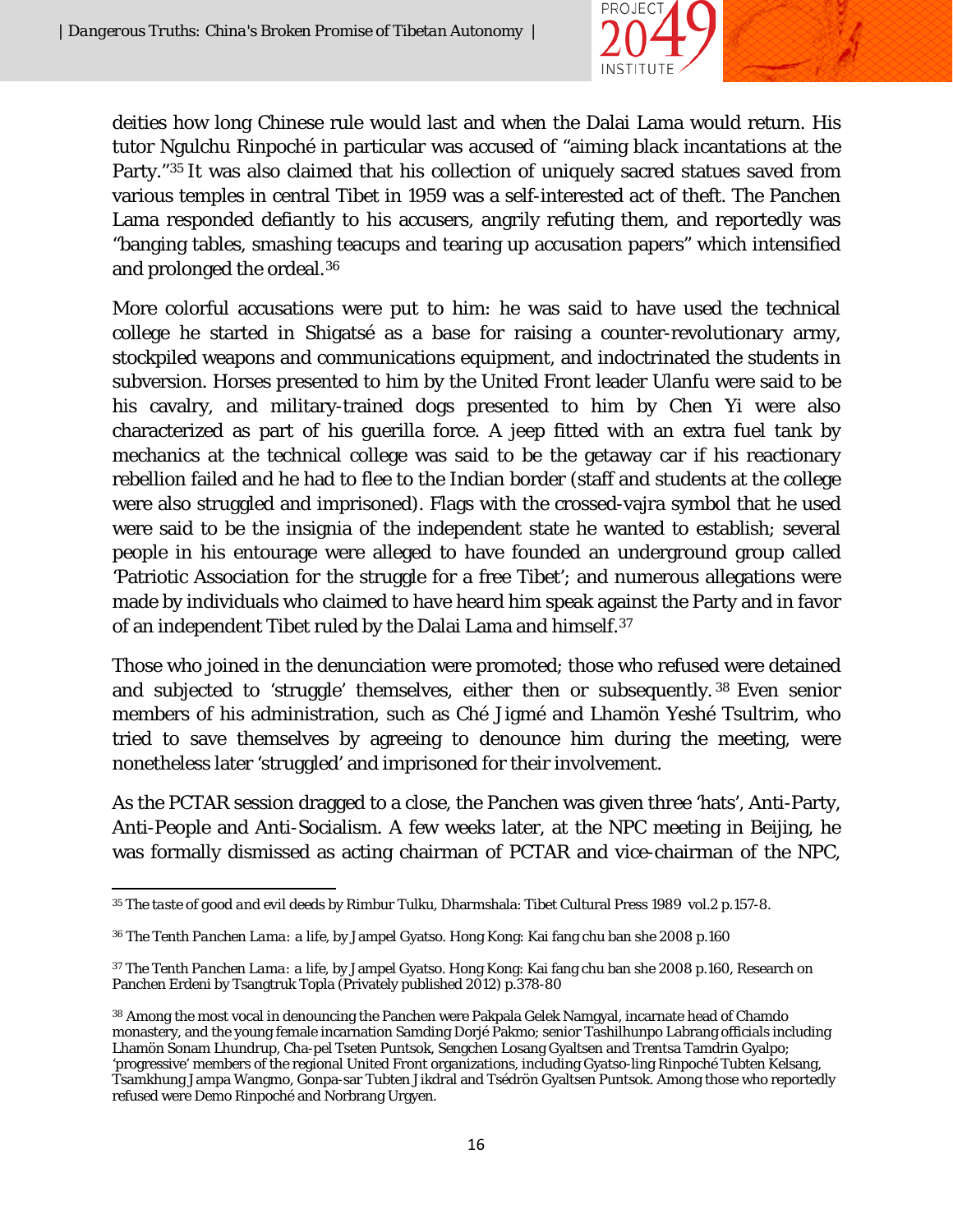deities how long Chinese rule would last and when the Dalai Lama would return. His tutor Ngulchu Rinpoché in particular was accused of "aiming black incantations at the Party."[35] It was also claimed that his collection of uniquely sacred statues saved from various temples in central Tibet in 1959 was a self-interested act of theft. The Panchen Lama responded defiantly to his accusers, angrily refuting them, and reportedly was "banging tables, smashing teacups and tearing up accusation papers" which intensified and prolonged the ordeal.[36]

More colorful accusations were put to him: he was said to have used the technical college he started in Shigatsé as a base for raising a counter-revolutionary army, stockpiled weapons and communications equipment, and indoctrinated the students in subversion. Horses presented to him by the United Front leader Ulanfu were said to be his cavalry, and military-trained dogs presented to him by Chen Yi were also characterized as part of his guerilla force. A jeep fitted with an extra fuel tank by mechanics at the technical college was said to be the getaway car if his reactionary rebellion failed and he had to flee to the Indian border (staff and students at the college were also struggled and imprisoned). Flags with the crossed-vajra symbol that he used were said to be the insignia of the independent state he wanted to establish; several people in his entourage were alleged to have founded an underground group called 'Patriotic Association for the struggle for a free Tibet'; and numerous allegations were made by individuals who claimed to have heard him speak against the Party and in favor of an independent Tibet ruled by the Dalai Lama and himself.[37]

Those who joined in the denunciation were promoted; those who refused were detained and subjected to 'struggle' themselves, either then or subsequently.[38] Even senior members of his administration, such as Ché Jigmé and Lhamön Yeshé Tsultrim, who tried to save themselves by agreeing to denounce him during the meeting, were nonetheless later 'struggled' and imprisoned for their involvement.

As the PCTAR session dragged to a close, the Panchen was given three 'hats', Anti-Party, Anti-People and Anti-Socialism. A few weeks later, at the NPC meeting in Beijing, he was formally dismissed as acting chairman of PCTAR and vice-chairman of the NPC,

---

[35] *The taste of good and evil deeds* by Rimbur Tulku, Dharmshala: Tibet Cultural Press 1989 vol.2 p.157-8.

[36] *The Tenth Panchen Lama: a life*, by Jampel Gyatso. Hong Kong: Kai fang chu ban she 2008 p.160

[37] *The Tenth Panchen Lama: a life*, by Jampel Gyatso. Hong Kong: Kai fang chu ban she 2008 p.160, Research on Panchen Erdeni by Tsangtruk Topla (Privately published 2012) p.378-80

[38] Among the most vocal in denouncing the Panchen were Pakpala Gelek Namgyal, incarnate head of Chamdo monastery, and the young female incarnation Samding Dorjé Pakmo; senior Tashilhunpo Labrang officials including Lhamön Sonam Lhundrup, Cha-pel Tseten Puntsok, Sengchen Losang Gyaltsen and Trentsa Tamdrin Gyalpo; 'progressive' members of the regional United Front organizations, including Gyatso-ling Rinpoché Tubten Kelsang, Tsamkhung Jampa Wangmo, Gonpa-sar Tubten Jikdral and Tsédrön Gyaltsen Puntsok. Among those who reportedly refused were Demo Rinpoché and Norbrang Urgyen.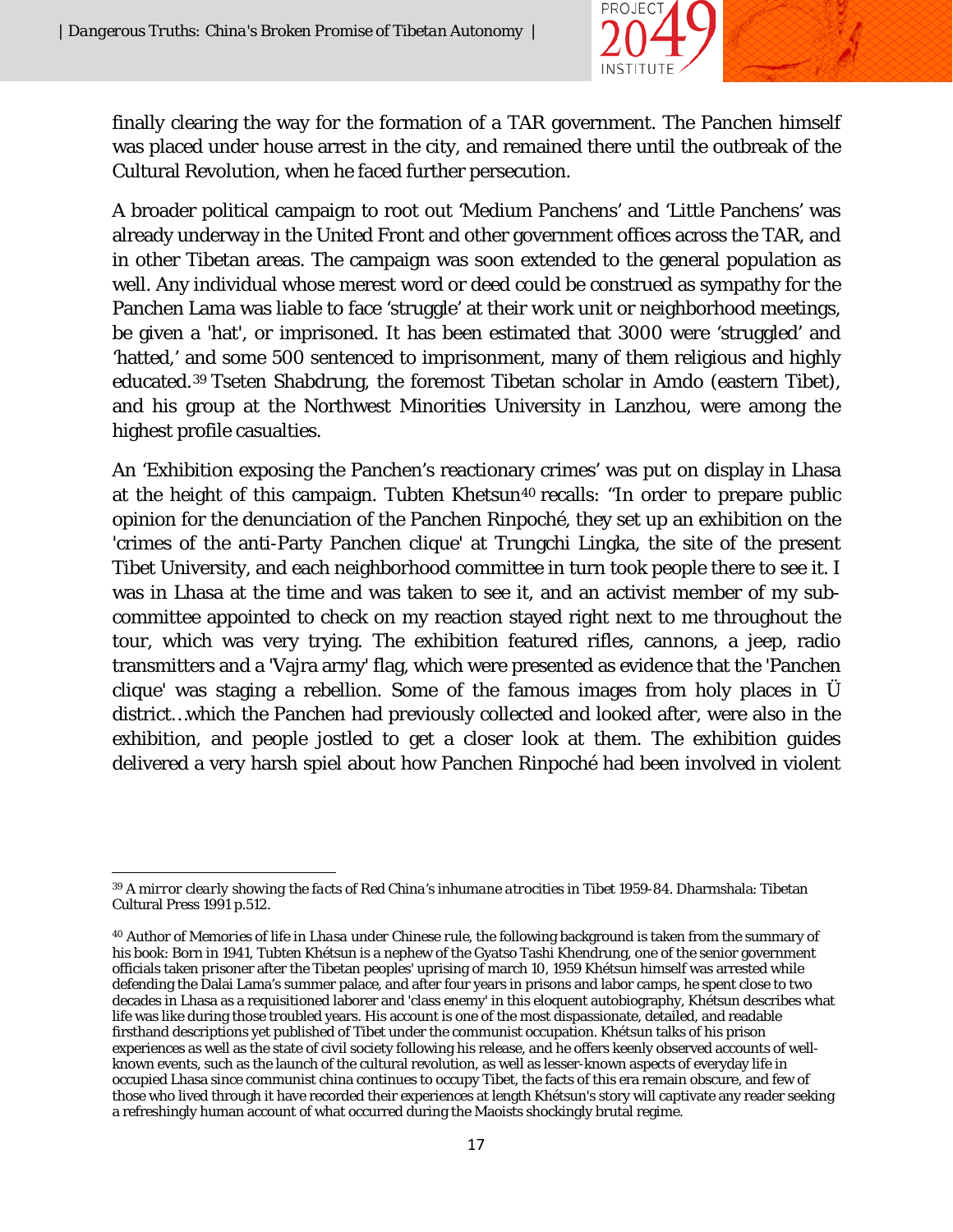finally clearing the way for the formation of a TAR government. The Panchen himself was placed under house arrest in the city, and remained there until the outbreak of the Cultural Revolution, when he faced further persecution.

A broader political campaign to root out 'Medium Panchens' and 'Little Panchens' was already underway in the United Front and other government offices across the TAR, and in other Tibetan areas. The campaign was soon extended to the general population as well. Any individual whose merest word or deed could be construed as sympathy for the Panchen Lama was liable to face 'struggle' at their work unit or neighborhood meetings, be given a 'hat', or imprisoned. It has been estimated that 3000 were 'struggled' and 'hatted,' and some 500 sentenced to imprisonment, many of them religious and highly educated.[39] Tseten Shabdrung, the foremost Tibetan scholar in Amdo (eastern Tibet), and his group at the Northwest Minorities University in Lanzhou, were among the highest profile casualties.

An 'Exhibition exposing the Panchen's reactionary crimes' was put on display in Lhasa at the height of this campaign. Tubten Khetsun[40] recalls: "In order to prepare public opinion for the denunciation of the Panchen Rinpoché, they set up an exhibition on the 'crimes of the anti-Party Panchen clique' at Trungchi Lingka, the site of the present Tibet University, and each neighborhood committee in turn took people there to see it. I was in Lhasa at the time and was taken to see it, and an activist member of my sub-committee appointed to check on my reaction stayed right next to me throughout the tour, which was very trying. The exhibition featured rifles, cannons, a jeep, radio transmitters and a 'Vajra army' flag, which were presented as evidence that the 'Panchen clique' was staging a rebellion. Some of the famous images from holy places in Ü district…which the Panchen had previously collected and looked after, were also in the exhibition, and people jostled to get a closer look at them. The exhibition guides delivered a very harsh spiel about how Panchen Rinpoché had been involved in violent

---

[39] *A mirror clearly showing the facts of Red China's inhumane atrocities in Tibet 1959-84*. Dharmshala: Tibetan Cultural Press 1991 p.512.

[40] Author of *Memories of life in Lhasa* under Chinese rule, the following background is taken from the summary of his book: Born in 1941, Tubten Khétsun is a nephew of the Gyatso Tashi Khendrung, one of the senior government officials taken prisoner after the Tibetan peoples' uprising of march 10, 1959 Khétsun himself was arrested while defending the Dalai Lama's summer palace, and after four years in prisons and labor camps, he spent close to two decades in Lhasa as a requisitioned laborer and 'class enemy' in this eloquent autobiography, Khétsun describes what life was like during those troubled years. His account is one of the most dispassionate, detailed, and readable firsthand descriptions yet published of Tibet under the communist occupation. Khétsun talks of his prison experiences as well as the state of civil society following his release, and he offers keenly observed accounts of well-known events, such as the launch of the cultural revolution, as well as lesser-known aspects of everyday life in occupied Lhasa since communist china continues to occupy Tibet, the facts of this era remain obscure, and few of those who lived through it have recorded their experiences at length Khétsun's story will captivate any reader seeking a refreshingly human account of what occurred during the Maoists shockingly brutal regime.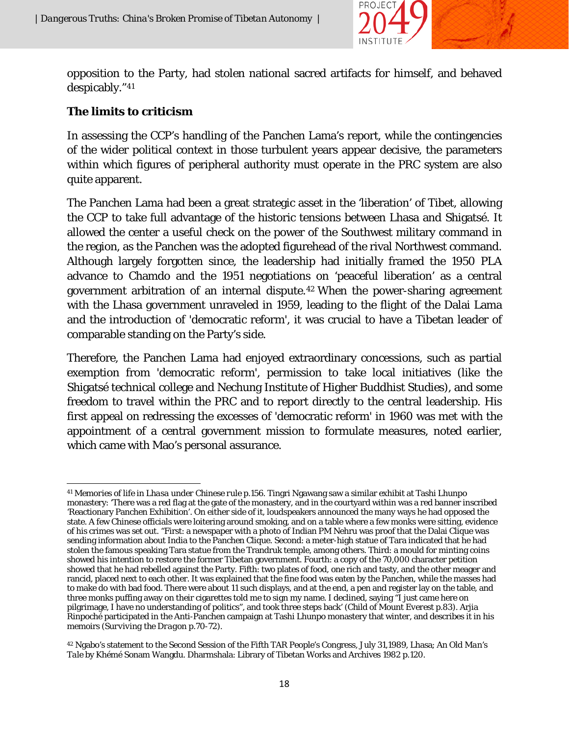opposition to the Party, had stolen national sacred artifacts for himself, and behaved despicably."[41]

**The limits to criticism**

In assessing the CCP's handling of the Panchen Lama's report, while the contingencies of the wider political context in those turbulent years appear decisive, the parameters within which figures of peripheral authority must operate in the PRC system are also quite apparent.

The Panchen Lama had been a great strategic asset in the 'liberation' of Tibet, allowing the CCP to take full advantage of the historic tensions between Lhasa and Shigatsé. It allowed the center a useful check on the power of the Southwest military command in the region, as the Panchen was the adopted figurehead of the rival Northwest command. Although largely forgotten since, the leadership had initially framed the 1950 PLA advance to Chamdo and the 1951 negotiations on 'peaceful liberation' as a central government arbitration of an internal dispute.[42] When the power-sharing agreement with the Lhasa government unraveled in 1959, leading to the flight of the Dalai Lama and the introduction of 'democratic reform', it was crucial to have a Tibetan leader of comparable standing on the Party's side.

Therefore, the Panchen Lama had enjoyed extraordinary concessions, such as partial exemption from 'democratic reform', permission to take local initiatives (like the Shigatsé technical college and Nechung Institute of Higher Buddhist Studies), and some freedom to travel within the PRC and to report directly to the central leadership. His first appeal on redressing the excesses of 'democratic reform' in 1960 was met with the appointment of a central government mission to formulate measures, noted earlier, which came with Mao's personal assurance.

---

[41] *Memories of life in Lhasa under Chinese rule* p.156. Tingri Ngawang saw a similar exhibit at Tashi Lhunpo monastery: 'There was a red flag at the gate of the monastery, and in the courtyard within was a red banner inscribed 'Reactionary Panchen Exhibition'. On either side of it, loudspeakers announced the many ways he had opposed the state. A few Chinese officials were loitering around smoking, and on a table where a few monks were sitting, evidence of his crimes was set out. "First: a newspaper with a photo of Indian PM Nehru was proof that the Dalai Clique was sending information about India to the Panchen Clique. Second: a meter-high statue of Tara indicated that he had stolen the famous speaking Tara statue from the Trandruk temple, among others. Third: a mould for minting coins showed his intention to restore the former Tibetan government. Fourth: a copy of the 70,000 character petition showed that he had rebelled against the Party. Fifth: two plates of food, one rich and tasty, and the other meager and rancid, placed next to each other. It was explained that the fine food was eaten by the Panchen, while the masses had to make do with bad food. There were about 11 such displays, and at the end, a pen and register lay on the table, and three monks puffing away on their cigarettes told me to sign my name. I declined, saying "I just came here on pilgrimage, I have no understanding of politics", and took three steps back' (*Child of Mount Everest* p.83). Arjia Rinpoché participated in the Anti-Panchen campaign at Tashi Lhunpo monastery that winter, and describes it in his memoirs (*Surviving the Dragon* p.70-72).

[42] Ngabo's statement to the Second Session of the Fifth TAR People's Congress, July 31,1989, Lhasa; *An Old Man's Tale* by Khémé Sonam Wangdu. Dharmshala: Library of Tibetan Works and Archives 1982 p.120.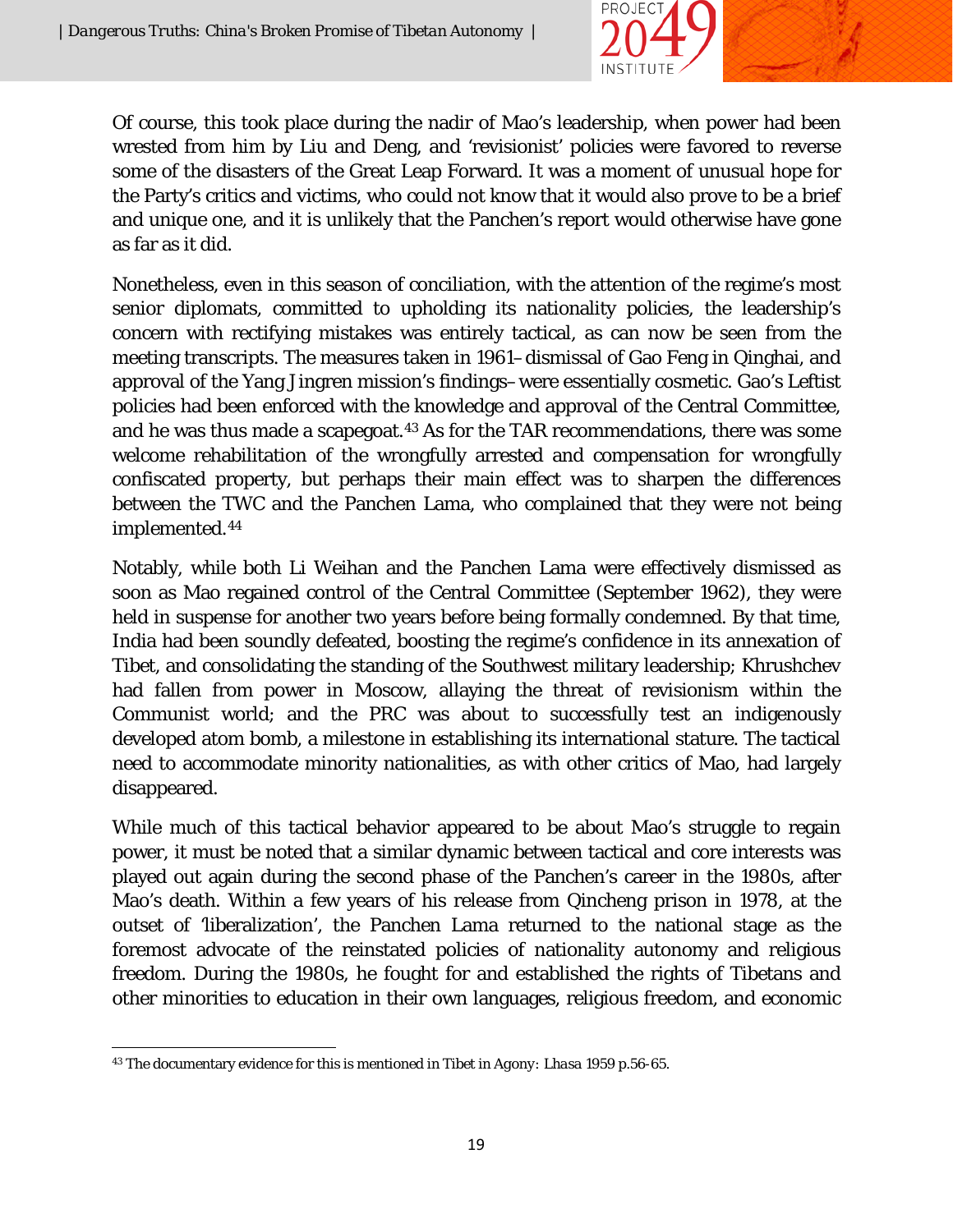Of course, this took place during the nadir of Mao's leadership, when power had been wrested from him by Liu and Deng, and 'revisionist' policies were favored to reverse some of the disasters of the Great Leap Forward. It was a moment of unusual hope for the Party's critics and victims, who could not know that it would also prove to be a brief and unique one, and it is unlikely that the Panchen's report would otherwise have gone as far as it did.

Nonetheless, even in this season of conciliation, with the attention of the regime's most senior diplomats, committed to upholding its nationality policies, the leadership's concern with rectifying mistakes was entirely tactical, as can now be seen from the meeting transcripts. The measures taken in 1961– dismissal of Gao Feng in Qinghai, and approval of the Yang Jingren mission's findings– were essentially cosmetic. Gao's Leftist policies had been enforced with the knowledge and approval of the Central Committee, and he was thus made a scapegoat.[43] As for the TAR recommendations, there was some welcome rehabilitation of the wrongfully arrested and compensation for wrongfully confiscated property, but perhaps their main effect was to sharpen the differences between the TWC and the Panchen Lama, who complained that they were not being implemented.[44]

Notably, while both Li Weihan and the Panchen Lama were effectively dismissed as soon as Mao regained control of the Central Committee (September 1962), they were held in suspense for another two years before being formally condemned. By that time, India had been soundly defeated, boosting the regime's confidence in its annexation of Tibet, and consolidating the standing of the Southwest military leadership; Khrushchev had fallen from power in Moscow, allaying the threat of revisionism within the Communist world; and the PRC was about to successfully test an indigenously developed atom bomb, a milestone in establishing its international stature. The tactical need to accommodate minority nationalities, as with other critics of Mao, had largely disappeared.

While much of this tactical behavior appeared to be about Mao's struggle to regain power, it must be noted that a similar dynamic between tactical and core interests was played out again during the second phase of the Panchen's career in the 1980s, after Mao's death. Within a few years of his release from Qincheng prison in 1978, at the outset of 'liberalization', the Panchen Lama returned to the national stage as the foremost advocate of the reinstated policies of nationality autonomy and religious freedom. During the 1980s, he fought for and established the rights of Tibetans and other minorities to education in their own languages, religious freedom, and economic

---

[43] The documentary evidence for this is mentioned in Tibet in Agony: *Lhasa 1959* p.56-65.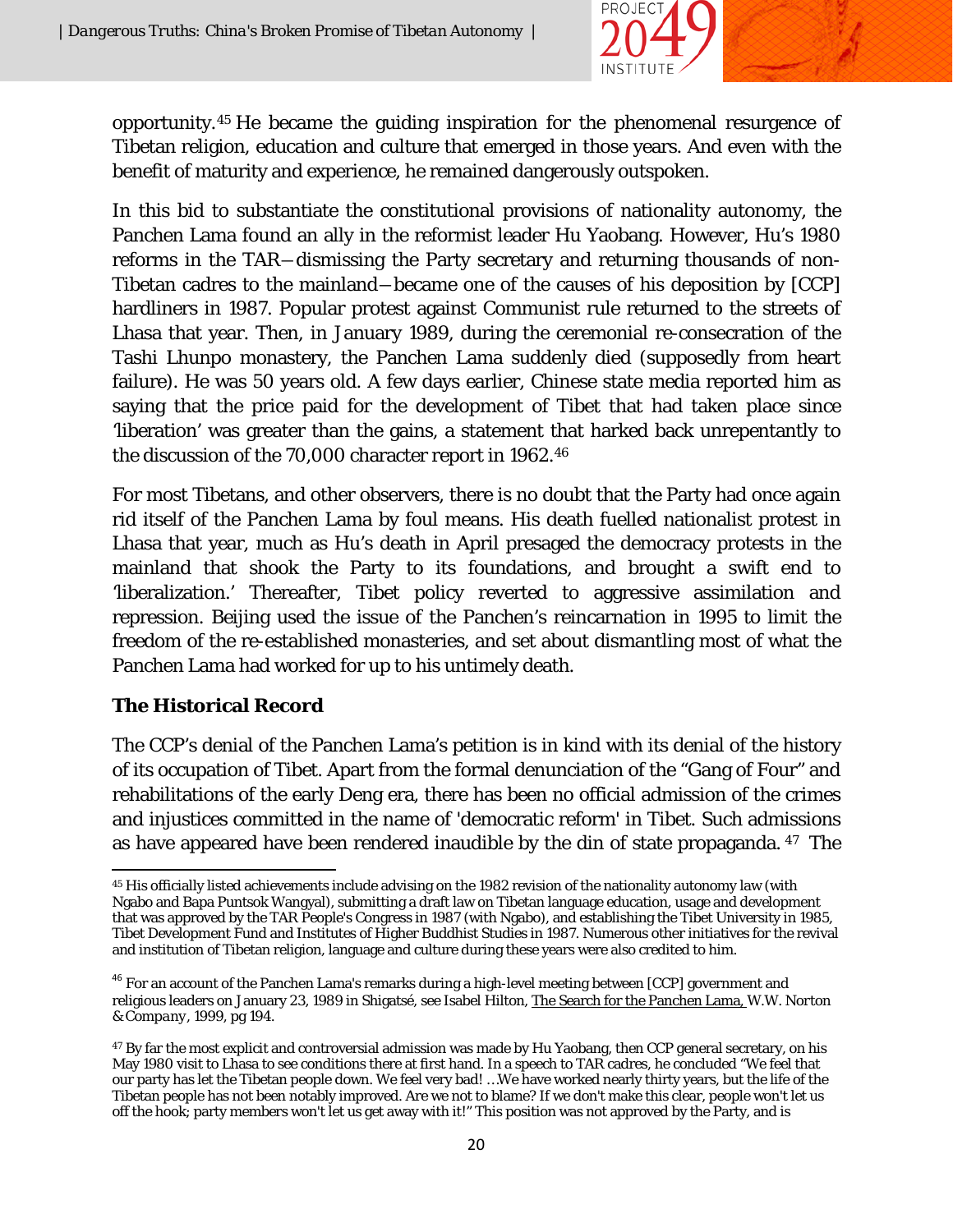opportunity.[45] He became the guiding inspiration for the phenomenal resurgence of Tibetan religion, education and culture that emerged in those years. And even with the benefit of maturity and experience, he remained dangerously outspoken.

In this bid to substantiate the constitutional provisions of nationality autonomy, the Panchen Lama found an ally in the reformist leader Hu Yaobang. However, Hu's 1980 reforms in the TAR—dismissing the Party secretary and returning thousands of non-Tibetan cadres to the mainland—became one of the causes of his deposition by [CCP] hardliners in 1987. Popular protest against Communist rule returned to the streets of Lhasa that year. Then, in January 1989, during the ceremonial re-consecration of the Tashi Lhunpo monastery, the Panchen Lama suddenly died (supposedly from heart failure). He was 50 years old. A few days earlier, Chinese state media reported him as saying that the price paid for the development of Tibet that had taken place since 'liberation' was greater than the gains, a statement that harked back unrepentantly to the discussion of the 70,000 character report in 1962.[46]

For most Tibetans, and other observers, there is no doubt that the Party had once again rid itself of the Panchen Lama by foul means. His death fuelled nationalist protest in Lhasa that year, much as Hu's death in April presaged the democracy protests in the mainland that shook the Party to its foundations, and brought a swift end to 'liberalization.' Thereafter, Tibet policy reverted to aggressive assimilation and repression. Beijing used the issue of the Panchen's reincarnation in 1995 to limit the freedom of the re-established monasteries, and set about dismantling most of what the Panchen Lama had worked for up to his untimely death.

### The Historical Record

The CCP's denial of the Panchen Lama's petition is in kind with its denial of the history of its occupation of Tibet. Apart from the formal denunciation of the "Gang of Four" and rehabilitations of the early Deng era, there has been no official admission of the crimes and injustices committed in the name of 'democratic reform' in Tibet. Such admissions as have appeared have been rendered inaudible by the din of state propaganda.[47] The

---

[45] His officially listed achievements include advising on the 1982 revision of the nationality autonomy law (with Ngabo and Bapa Puntsok Wangyal), submitting a draft law on Tibetan language education, usage and development that was approved by the TAR People's Congress in 1987 (with Ngabo), and establishing the Tibet University in 1985, Tibet Development Fund and Institutes of Higher Buddhist Studies in 1987. Numerous other initiatives for the revival and institution of Tibetan religion, language and culture during these years were also credited to him.

[46] For an account of the Panchen Lama's remarks during a high-level meeting between [CCP] government and religious leaders on January 23, 1989 in Shigatsé, see Isabel Hilton, The Search for the Panchen Lama, W.W. Norton & Company, 1999, pg 194.

[47] By far the most explicit and controversial admission was made by Hu Yaobang, then CCP general secretary, on his May 1980 visit to Lhasa to see conditions there at first hand. In a speech to TAR cadres, he concluded "We feel that our party has let the Tibetan people down. We feel very bad! …We have worked nearly thirty years, but the life of the Tibetan people has not been notably improved. Are we not to blame? If we don't make this clear, people won't let us off the hook; party members won't let us get away with it!" This position was not approved by the Party, and is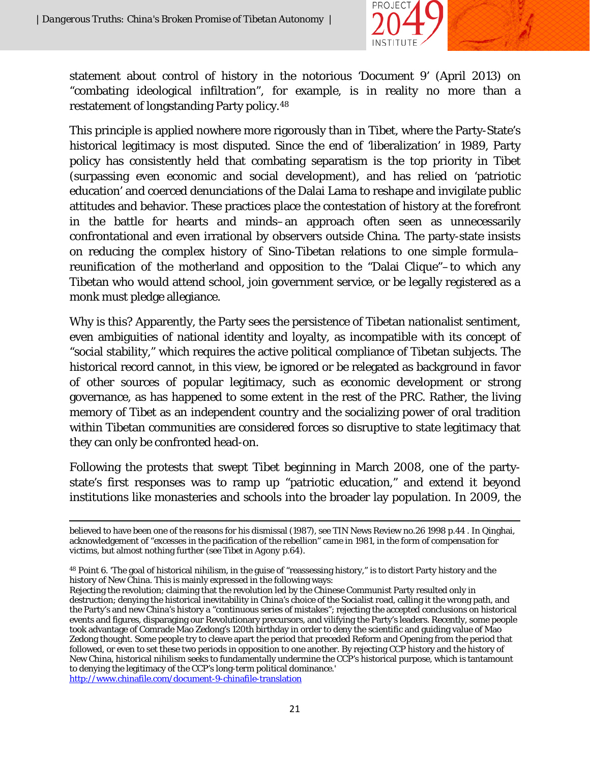statement about control of history in the notorious 'Document 9' (April 2013) on "combating ideological infiltration", for example, is in reality no more than a restatement of longstanding Party policy.[48]

This principle is applied nowhere more rigorously than in Tibet, where the Party-State's historical legitimacy is most disputed. Since the end of 'liberalization' in 1989, Party policy has consistently held that combating separatism is the top priority in Tibet (surpassing even economic and social development), and has relied on 'patriotic education' and coerced denunciations of the Dalai Lama to reshape and invigilate public attitudes and behavior. These practices place the contestation of history at the forefront in the battle for hearts and minds–an approach often seen as unnecessarily confrontational and even irrational by observers outside China. The party-state insists on reducing the complex history of Sino-Tibetan relations to one simple formula–reunification of the motherland and opposition to the "Dalai Clique"–to which any Tibetan who would attend school, join government service, or be legally registered as a monk must pledge allegiance.

Why is this? Apparently, the Party sees the persistence of Tibetan nationalist sentiment, even ambiguities of national identity and loyalty, as incompatible with its concept of "social stability," which requires the active political compliance of Tibetan subjects. The historical record cannot, in this view, be ignored or be relegated as background in favor of other sources of popular legitimacy, such as economic development or strong governance, as has happened to some extent in the rest of the PRC. Rather, the living memory of Tibet as an independent country and the socializing power of oral tradition within Tibetan communities are considered forces so disruptive to state legitimacy that they can only be confronted head-on.

Following the protests that swept Tibet beginning in March 2008, one of the party-state's first responses was to ramp up "patriotic education," and extend it beyond institutions like monasteries and schools into the broader lay population. In 2009, the

---

believed to have been one of the reasons for his dismissal (1987), see TIN News Review no.26 1998 p.44 . In Qinghai, acknowledgement of "excesses in the pacification of the rebellion" came in 1981, in the form of compensation for victims, but almost nothing further (see Tibet in Agony p.64).

[48] Point 6. 'The goal of historical nihilism, in the guise of "reassessing history," is to distort Party history and the history of New China. This is mainly expressed in the following ways:
Rejecting the revolution; claiming that the revolution led by the Chinese Communist Party resulted only in destruction; denying the historical inevitability in China's choice of the Socialist road, calling it the wrong path, and the Party's and new China's history a "continuous series of mistakes"; rejecting the accepted conclusions on historical events and figures, disparaging our Revolutionary precursors, and vilifying the Party's leaders. Recently, some people took advantage of Comrade Mao Zedong's 120th birthday in order to deny the scientific and guiding value of Mao Zedong thought. Some people try to cleave apart the period that preceded Reform and Opening from the period that followed, or even to set these two periods in opposition to one another. By rejecting CCP history and the history of New China, historical nihilism seeks to fundamentally undermine the CCP's historical purpose, which is tantamount to denying the legitimacy of the CCP's long-term political dominance.'
http://www.chinafile.com/document-9-chinafile-translation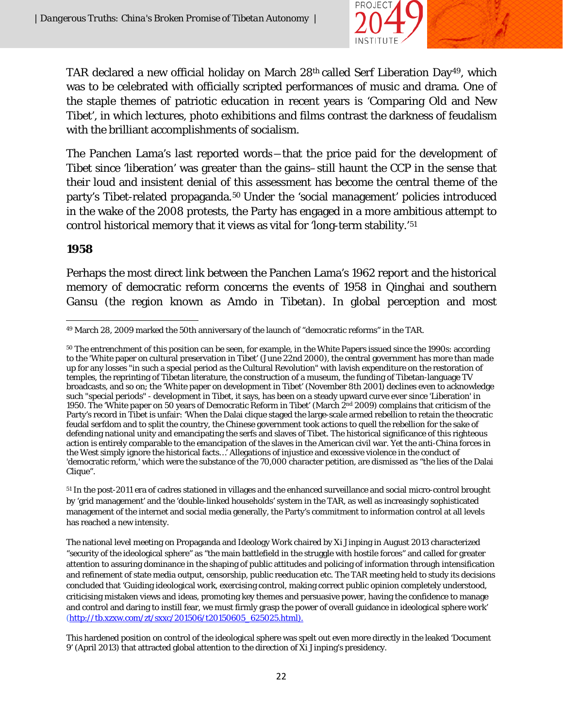TAR declared a new official holiday on March 28th called Serf Liberation Day[49], which was to be celebrated with officially scripted performances of music and drama. One of the staple themes of patriotic education in recent years is 'Comparing Old and New Tibet', in which lectures, photo exhibitions and films contrast the darkness of feudalism with the brilliant accomplishments of socialism.

The Panchen Lama's last reported words—that the price paid for the development of Tibet since 'liberation' was greater than the gains– still haunt the CCP in the sense that their loud and insistent denial of this assessment has become the central theme of the party's Tibet-related propaganda.[50] Under the 'social management' policies introduced in the wake of the 2008 protests, the Party has engaged in a more ambitious attempt to control historical memory that it views as vital for 'long-term stability.'[51]

**1958**

Perhaps the most direct link between the Panchen Lama's 1962 report and the historical memory of democratic reform concerns the events of 1958 in Qinghai and southern Gansu (the region known as Amdo in Tibetan). In global perception and most

---

[49] March 28, 2009 marked the 50th anniversary of the launch of "democratic reforms" in the TAR.

[50] The entrenchment of this position can be seen, for example, in the White Papers issued since the 1990s: according to the 'White paper on cultural preservation in Tibet' (June 22nd 2000), the central government has more than made up for any losses "in such a special period as the Cultural Revolution" with lavish expenditure on the restoration of temples, the reprinting of Tibetan literature, the construction of a museum, the funding of Tibetan-language TV broadcasts, and so on; the 'White paper on development in Tibet' (November 8th 2001) declines even to acknowledge such "special periods" - development in Tibet, it says, has been on a steady upward curve ever since 'Liberation' in 1950. The 'White paper on 50 years of Democratic Reform in Tibet' (March 2nd 2009) complains that criticism of the Party's record in Tibet is unfair: 'When the Dalai clique staged the large-scale armed rebellion to retain the theocratic feudal serfdom and to split the country, the Chinese government took actions to quell the rebellion for the sake of defending national unity and emancipating the serfs and slaves of Tibet. The historical significance of this righteous action is entirely comparable to the emancipation of the slaves in the American civil war. Yet the anti-China forces in the West simply ignore the historical facts…' Allegations of injustice and excessive violence in the conduct of 'democratic reform,' which were the substance of the 70,000 character petition, are dismissed as "the lies of the Dalai Clique".

[51] In the post-2011 era of cadres stationed in villages and the enhanced surveillance and social micro-control brought by 'grid management' and the 'double-linked households' system in the TAR, as well as increasingly sophisticated management of the internet and social media generally, the Party's commitment to information control at all levels has reached a new intensity.

The national level meeting on Propaganda and Ideology Work chaired by Xi Jinping in August 2013 characterized "security of the ideological sphere" as "the main battlefield in the struggle with hostile forces" and called for greater attention to assuring dominance in the shaping of public attitudes and policing of information through intensification and refinement of state media output, censorship, public reeducation etc. The TAR meeting held to study its decisions concluded that 'Guiding ideological work, exercising control, making correct public opinion completely understood, criticising mistaken views and ideas, promoting key themes and persuasive power, having the confidence to manage and control and daring to instill fear, we must firmly grasp the power of overall guidance in ideological sphere work' (http://tb.xzxw.com/zt/sxxc/201506/t20150605_625025.html).

This hardened position on control of the ideological sphere was spelt out even more directly in the leaked 'Document 9' (April 2013) that attracted global attention to the direction of Xi Jinping's presidency.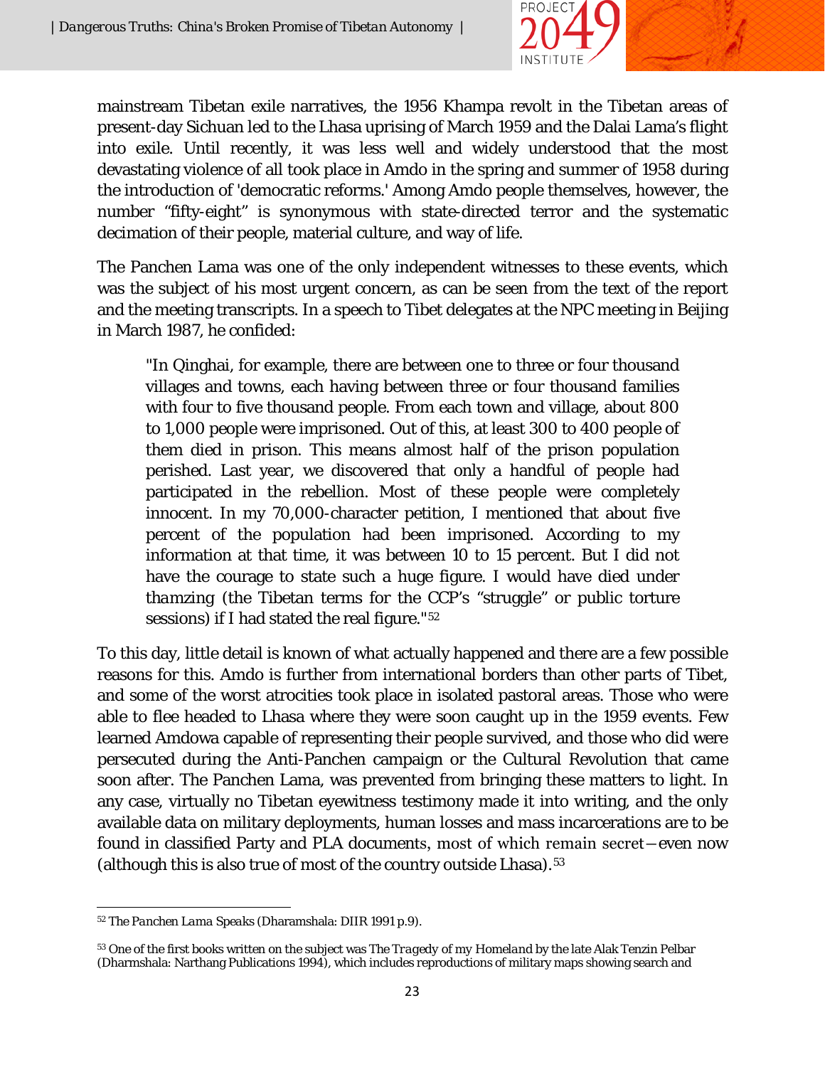mainstream Tibetan exile narratives, the 1956 Khampa revolt in the Tibetan areas of present-day Sichuan led to the Lhasa uprising of March 1959 and the Dalai Lama's flight into exile. Until recently, it was less well and widely understood that the most devastating violence of all took place in Amdo in the spring and summer of 1958 during the introduction of 'democratic reforms.' Among Amdo people themselves, however, the number "fifty-eight" is synonymous with state-directed terror and the systematic decimation of their people, material culture, and way of life.

The Panchen Lama was one of the only independent witnesses to these events, which was the subject of his most urgent concern, as can be seen from the text of the report and the meeting transcripts. In a speech to Tibet delegates at the NPC meeting in Beijing in March 1987, he confided:

> "In Qinghai, for example, there are between one to three or four thousand villages and towns, each having between three or four thousand families with four to five thousand people. From each town and village, about 800 to 1,000 people were imprisoned. Out of this, at least 300 to 400 people of them died in prison. This means almost half of the prison population perished. Last year, we discovered that only a handful of people had participated in the rebellion. Most of these people were completely innocent. In my 70,000-character petition, I mentioned that about five percent of the population had been imprisoned. According to my information at that time, it was between 10 to 15 percent. But I did not have the courage to state such a huge figure. I would have died under *thamzing* (the Tibetan terms for the CCP's "struggle" or public torture sessions) if I had stated the real figure."[52]

To this day, little detail is known of what actually happened and there are a few possible reasons for this. Amdo is further from international borders than other parts of Tibet, and some of the worst atrocities took place in isolated pastoral areas. Those who were able to flee headed to Lhasa where they were soon caught up in the 1959 events. Few learned Amdowa capable of representing their people survived, and those who did were persecuted during the Anti-Panchen campaign or the Cultural Revolution that came soon after. The Panchen Lama, was prevented from bringing these matters to light. In any case, virtually no Tibetan eyewitness testimony made it into writing, and the only available data on military deployments, human losses and mass incarcerations are to be found in classified Party and PLA documents, most of which remain secret—even now (although this is also true of most of the country outside Lhasa).[53]

---

[52] *The Panchen Lama Speaks* (Dharamshala: DIIR 1991 p.9).

[53] One of the first books written on the subject was *The Tragedy of my Homeland* by the late Alak Tenzin Pelbar (Dharmshala: Narthang Publications 1994), which includes reproductions of military maps showing search and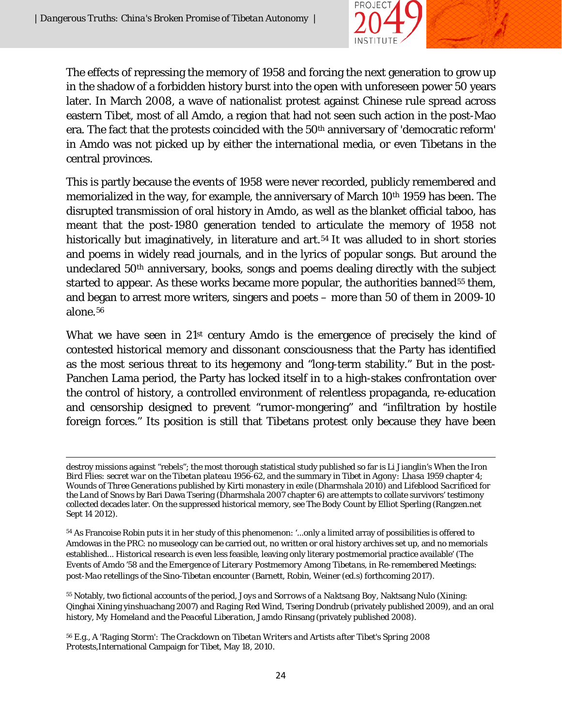The effects of repressing the memory of 1958 and forcing the next generation to grow up in the shadow of a forbidden history burst into the open with unforeseen power 50 years later. In March 2008, a wave of nationalist protest against Chinese rule spread across eastern Tibet, most of all Amdo, a region that had not seen such action in the post-Mao era. The fact that the protests coincided with the 50th anniversary of 'democratic reform' in Amdo was not picked up by either the international media, or even Tibetans in the central provinces.

This is partly because the events of 1958 were never recorded, publicly remembered and memorialized in the way, for example, the anniversary of March 10th 1959 has been. The disrupted transmission of oral history in Amdo, as well as the blanket official taboo, has meant that the post-1980 generation tended to articulate the memory of 1958 not historically but imaginatively, in literature and art.[54] It was alluded to in short stories and poems in widely read journals, and in the lyrics of popular songs. But around the undeclared 50th anniversary, books, songs and poems dealing directly with the subject started to appear. As these works became more popular, the authorities banned[55] them, and began to arrest more writers, singers and poets – more than 50 of them in 2009-10 alone.[56]

What we have seen in 21st century Amdo is the emergence of precisely the kind of contested historical memory and dissonant consciousness that the Party has identified as the most serious threat to its hegemony and "long-term stability." But in the post-Panchen Lama period, the Party has locked itself in to a high-stakes confrontation over the control of history, a controlled environment of relentless propaganda, re-education and censorship designed to prevent "rumor-mongering" and "infiltration by hostile foreign forces." Its position is still that Tibetans protest only because they have been

---

destroy missions against "rebels"; the most thorough statistical study published so far is Li Jianglin's *When the Iron Bird Flies: secret war on the Tibetan plateau 1956-62*, and the summary in *Tibet in Agony: Lhasa 1959* chapter 4; *Wounds of Three Generations* published by Kirti monastery in exile (Dharmshala 2010) and *Lifeblood Sacrificed for the Land of Snows* by Bari Dawa Tsering (Dharmshala 2007 chapter 6) are attempts to collate survivors' testimony collected decades later. On the suppressed historical memory, see The Body Count by Elliot Sperling (Rangzen.net Sept 14 2012).

[54] As Francoise Robin puts it in her study of this phenomenon: '...only a limited array of possibilities is offered to Amdowas in the PRC: no museology can be carried out, no written or oral history archives set up, and no memorials established... Historical research is even less feasible, leaving only literary postmemorial practice available' (*The Events of Amdo '58 and the Emergence of Literary Postmemory Among Tibetans*, in *Re-remembered Meetings: post-Mao retellings of the Sino-Tibetan encounter* (Barnett, Robin, Weiner (ed.s) forthcoming 2017).

[55] Notably, two fictional accounts of the period, *Joys and Sorrows of a Naktsang Boy*, Naktsang Nulo (Xining: Qinghai Xining yinshuachang 2007) and *Raging Red Wind*, Tsering Dondrub (privately published 2009), and an oral history, *My Homeland and the Peaceful Liberation*, Jamdo Rinsang (privately published 2008).

[56] E.g., *A 'Raging Storm': The Crackdown on Tibetan Writers and Artists after Tibet's Spring 2008 Protests*, International Campaign for Tibet, May 18, 2010.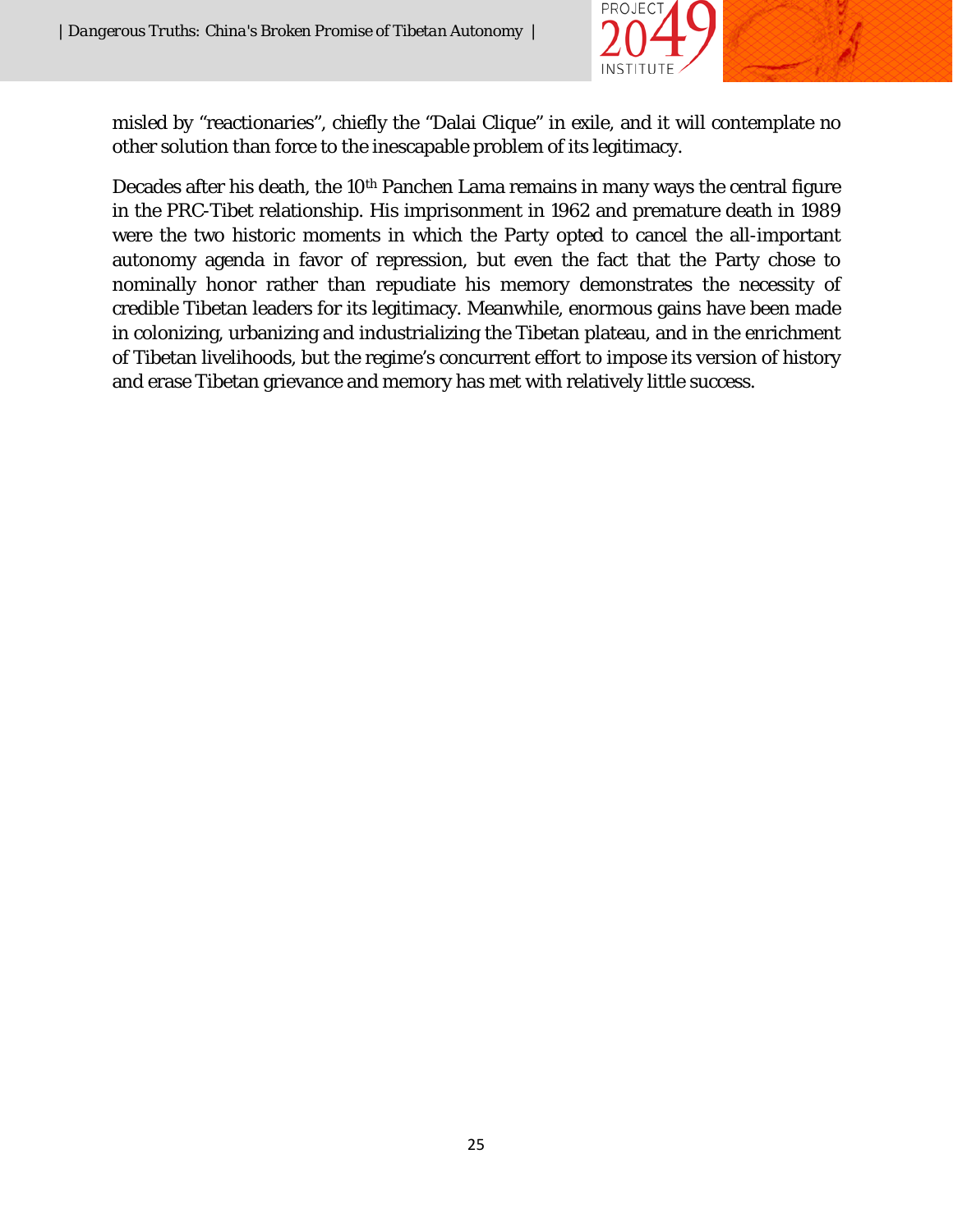misled by “reactionaries”, chiefly the “Dalai Clique” in exile, and it will contemplate no other solution than force to the inescapable problem of its legitimacy.

Decades after his death, the 10th Panchen Lama remains in many ways the central figure in the PRC-Tibet relationship. His imprisonment in 1962 and premature death in 1989 were the two historic moments in which the Party opted to cancel the all-important autonomy agenda in favor of repression, but even the fact that the Party chose to nominally honor rather than repudiate his memory demonstrates the necessity of credible Tibetan leaders for its legitimacy. Meanwhile, enormous gains have been made in colonizing, urbanizing and industrializing the Tibetan plateau, and in the enrichment of Tibetan livelihoods, but the regime’s concurrent effort to impose its version of history and erase Tibetan grievance and memory has met with relatively little success.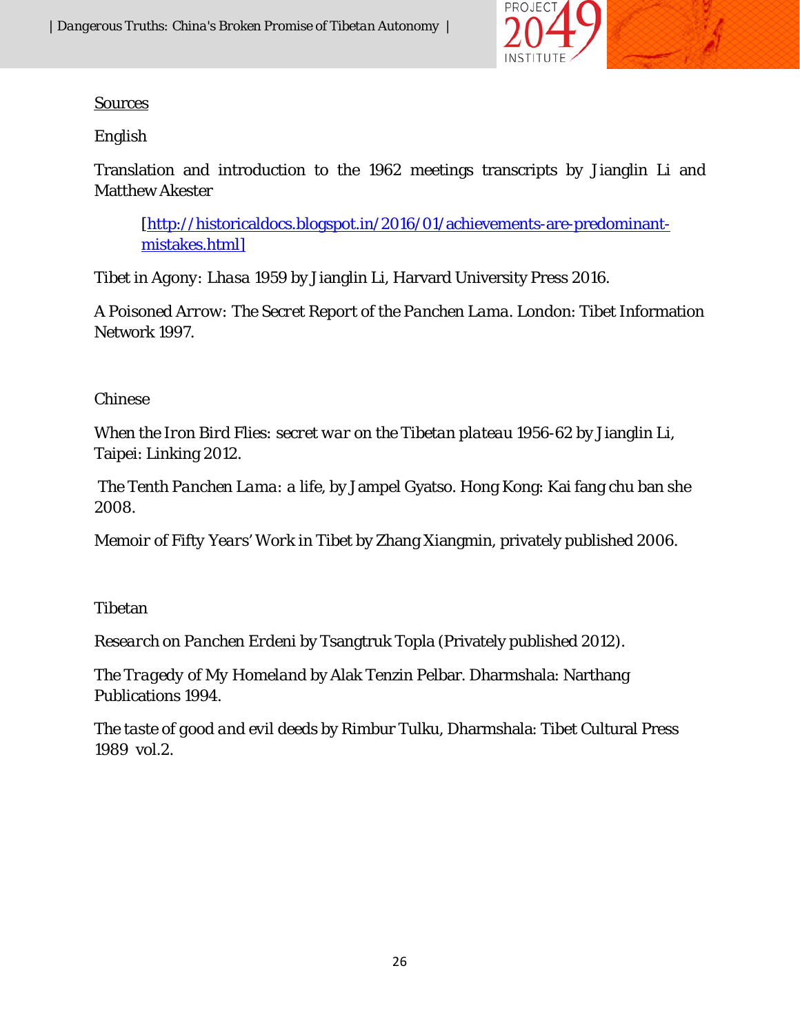Sources

English

Translation and introduction to the 1962 meetings transcripts by Jianglin Li and Matthew Akester

[http://historicaldocs.blogspot.in/2016/01/achievements-are-predominant-mistakes.html]

*Tibet in Agony: Lhasa 1959* by Jianglin Li, Harvard University Press 2016.

*A Poisoned Arrow: The Secret Report of the Panchen Lama*. London: Tibet Information Network 1997.

Chinese

*When the Iron Bird Flies: secret war on the Tibetan plateau 1956-62* by Jianglin Li, Taipei: Linking 2012.

*The Tenth Panchen Lama: a life*, by Jampel Gyatso. Hong Kong: Kai fang chu ban she 2008.

*Memoir of Fifty Years' Work in Tibet* by Zhang Xiangmin, privately published 2006.

Tibetan

*Research on Panchen Erdeni* by Tsangtruk Topla (Privately published 2012).

*The Tragedy of My Homeland* by Alak Tenzin Pelbar. Dharmshala: Narthang Publications 1994.

*The taste of good and evil deeds* by Rimbur Tulku, Dharmshala: Tibet Cultural Press 1989 vol.2.